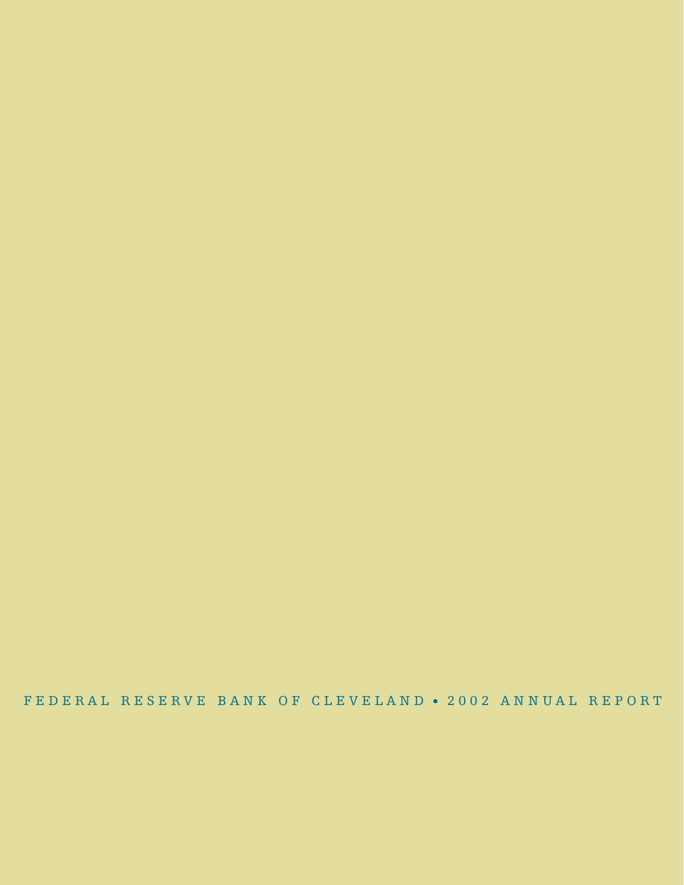FEDERAL RESERVE BANK OF CLEVELAND • 2002 ANNUAL REPORT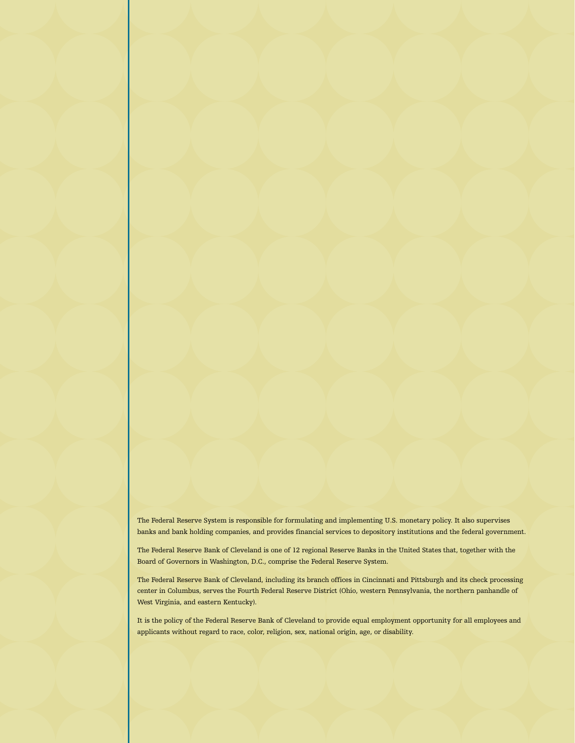The Federal Reserve System is responsible for formulating and implementing U.S. monetary policy. It also supervises banks and bank holding companies, and provides financial services to depository institutions and the federal government.

The Federal Reserve Bank of Cleveland is one of 12 regional Reserve Banks in the United States that, together with the Board of Governors in Washington, D.C., comprise the Federal Reserve System.

The Federal Reserve Bank of Cleveland, including its branch offices in Cincinnati and Pittsburgh and its check processing center in Columbus, serves the Fourth Federal Reserve District (Ohio, western Pennsylvania, the northern panhandle of West Virginia, and eastern Kentucky).

It is the policy of the Federal Reserve Bank of Cleveland to provide equal employment opportunity for all employees and applicants without regard to race, color, religion, sex, national origin, age, or disability.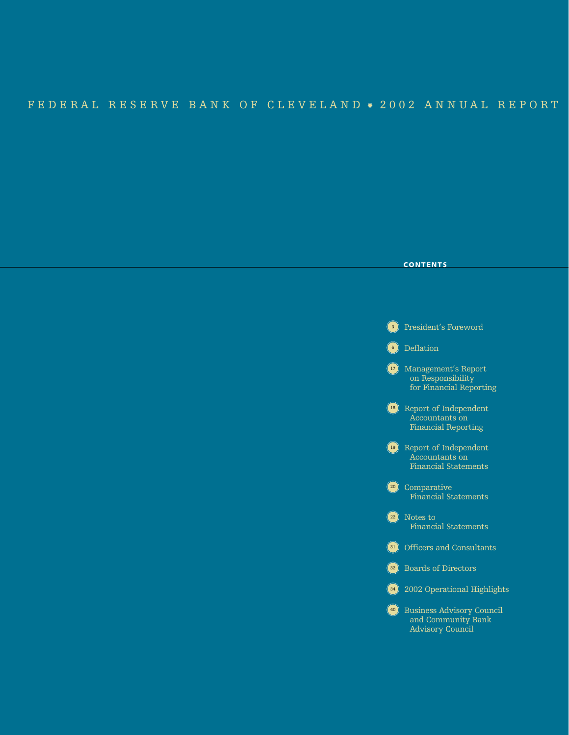# FEDERAL RESERVE BANK OF CLEVELAND • 2002 ANNUAL REPORT

## CONTENTS

- 3 President's Foreword
- 6 Deflation
- 17 Management's Report on Responsibility for Financial Reporting
- 18 Report of Independent Accountants on Financial Reporting
- 19 Report of Independent Accountants on Financial Statements
- 20 Comparative Financial Statements
- 22 Notes to Financial Statements
- 31 Officers and Consultants
- 32 Boards of Directors
- 34 2002 Operational Highlights
- 40 Business Advisory Council and Community Bank Advisory Council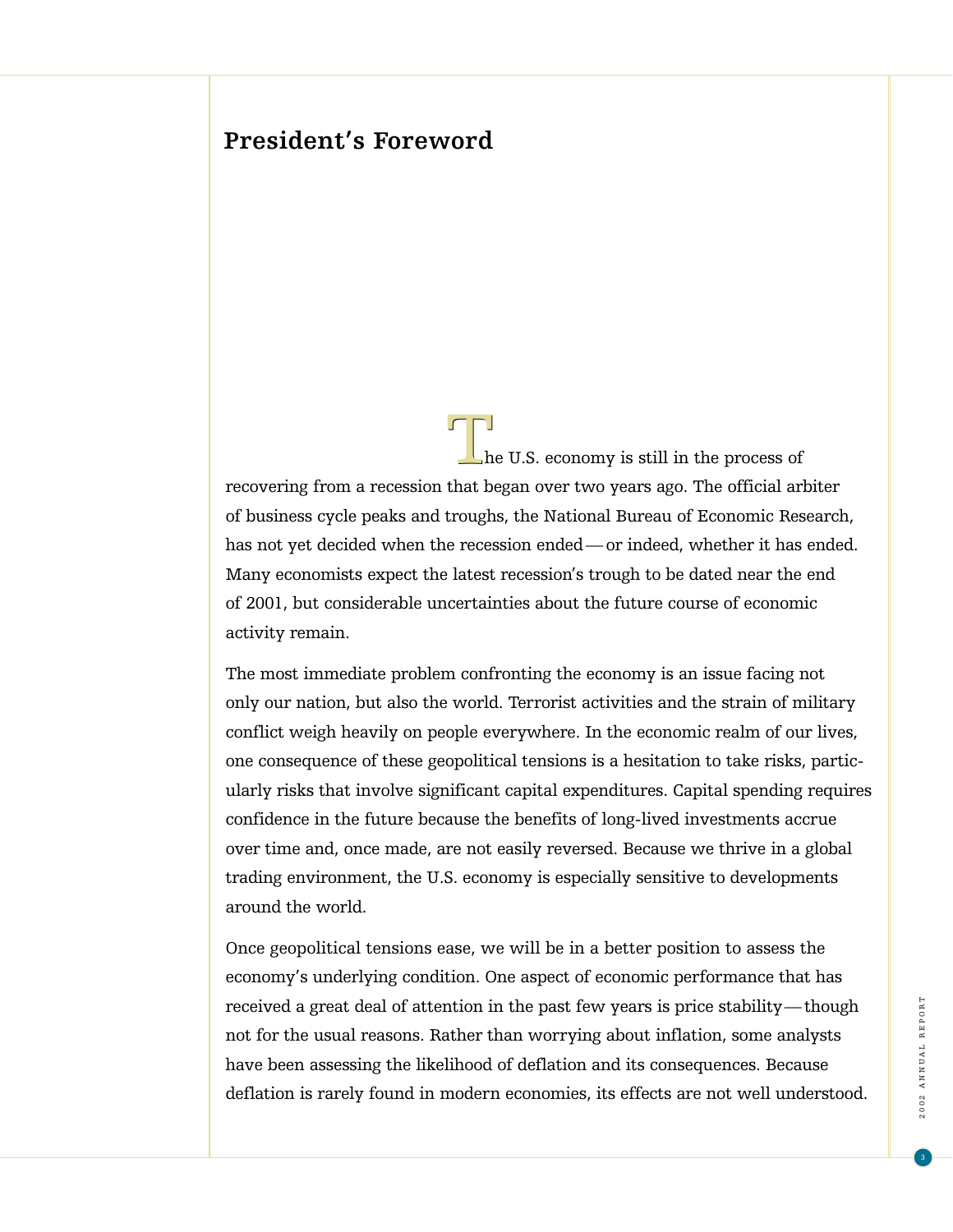## President's Foreword

The U.S. economy is still in the process of recovering from a recession that began over two years ago. The official arbiter of business cycle peaks and troughs, the National Bureau of Economic Research, has not yet decided when the recession ended — or indeed, whether it has ended. Many economists expect the latest recession's trough to be dated near the end of 2001, but considerable uncertainties about the future course of economic activity remain.

The most immediate problem confronting the economy is an issue facing not only our nation, but also the world. Terrorist activities and the strain of military conflict weigh heavily on people everywhere. In the economic realm of our lives, one consequence of these geopolitical tensions is a hesitation to take risks, particularly risks that involve significant capital expenditures. Capital spending requires confidence in the future because the benefits of long-lived investments accrue over time and, once made, are not easily reversed. Because we thrive in a global trading environment, the U.S. economy is especially sensitive to developments around the world.

Once geopolitical tensions ease, we will be in a better position to assess the economy's underlying condition. One aspect of economic performance that has received a great deal of attention in the past few years is price stability — though not for the usual reasons. Rather than worrying about inflation, some analysts have been assessing the likelihood of deflation and its consequences. Because deflation is rarely found in modern economies, its effects are not well understood.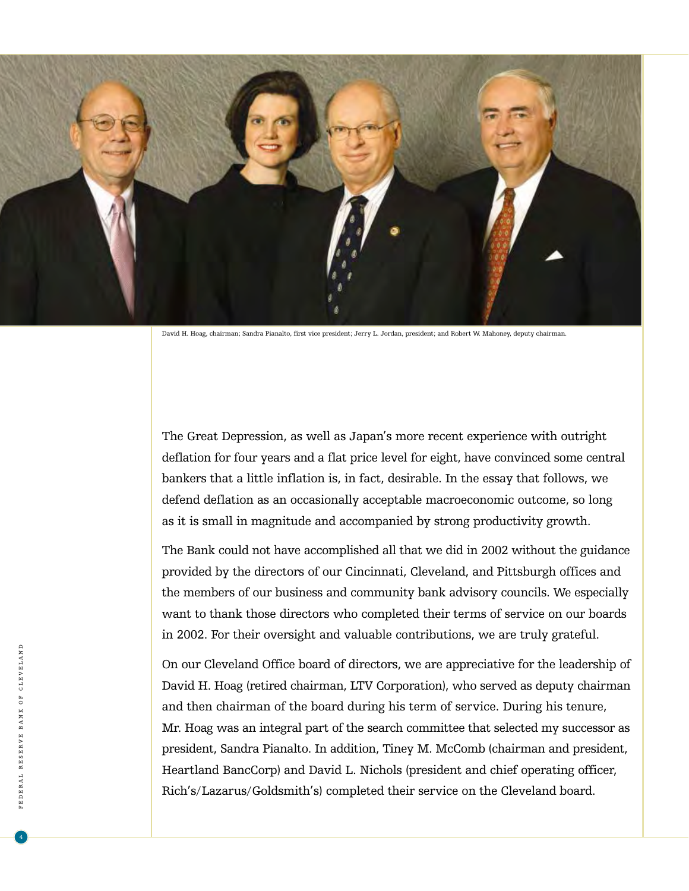David H. Hoag, chairman; Sandra Pianalto, first vice president; Jerry L. Jordan, president; and Robert W. Mahoney, deputy chairman.

The Great Depression, as well as Japan's more recent experience with outright deflation for four years and a flat price level for eight, have convinced some central bankers that a little inflation is, in fact, desirable. In the essay that follows, we defend deflation as an occasionally acceptable macroeconomic outcome, so long as it is small in magnitude and accompanied by strong productivity growth.

The Bank could not have accomplished all that we did in 2002 without the guidance provided by the directors of our Cincinnati, Cleveland, and Pittsburgh offices and the members of our business and community bank advisory councils. We especially want to thank those directors who completed their terms of service on our boards in 2002. For their oversight and valuable contributions, we are truly grateful.

On our Cleveland Office board of directors, we are appreciative for the leadership of David H. Hoag (retired chairman, LTV Corporation), who served as deputy chairman and then chairman of the board during his term of service. During his tenure, Mr. Hoag was an integral part of the search committee that selected my successor as president, Sandra Pianalto. In addition, Tiney M. McComb (chairman and president, Heartland BancCorp) and David L. Nichols (president and chief operating officer, Rich's/Lazarus/Goldsmith's) completed their service on the Cleveland board.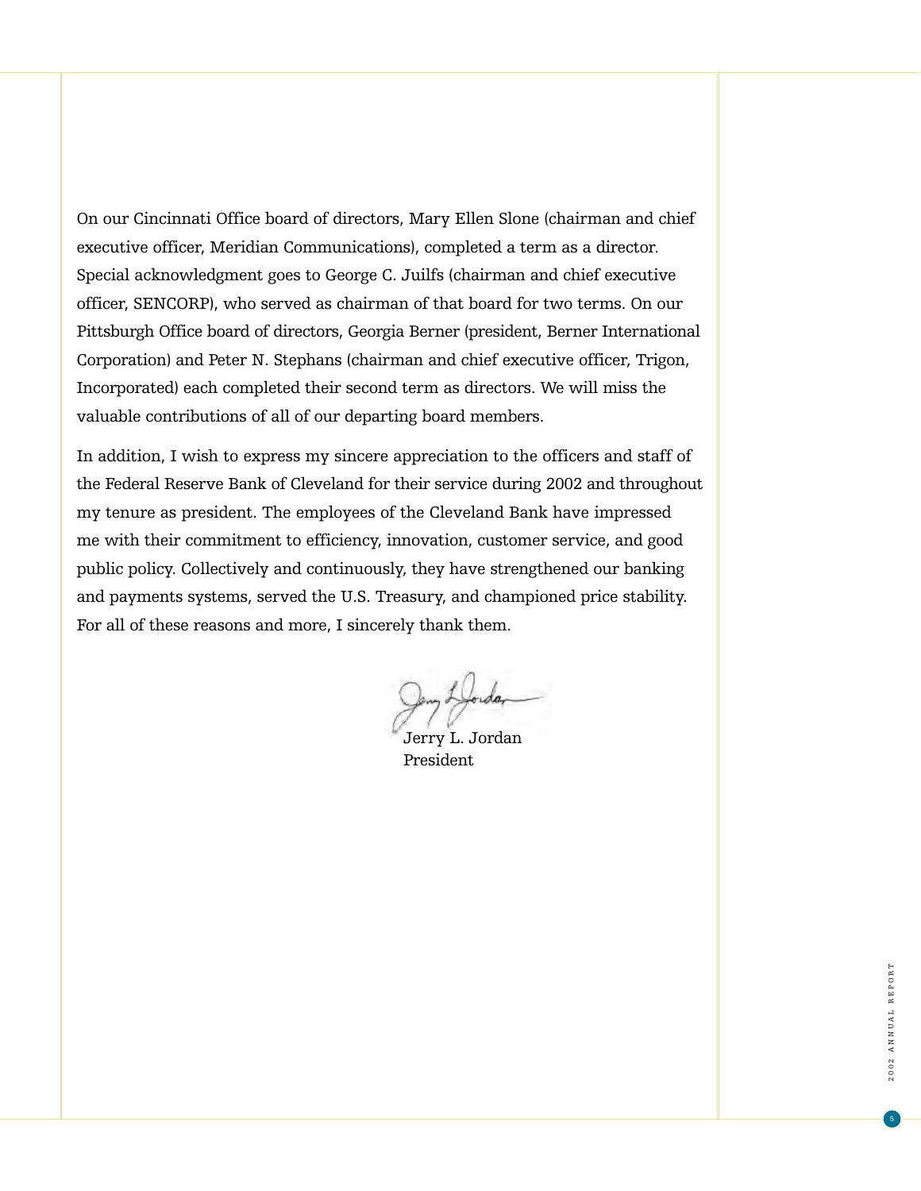On our Cincinnati Office board of directors, Mary Ellen Slone (chairman and chief executive officer, Meridian Communications), completed a term as a director. Special acknowledgment goes to George C. Juilfs (chairman and chief executive officer, SENCORP), who served as chairman of that board for two terms. On our Pittsburgh Office board of directors, Georgia Berner (president, Berner International Corporation) and Peter N. Stephans (chairman and chief executive officer, Trigon, Incorporated) each completed their second term as directors. We will miss the valuable contributions of all of our departing board members.

In addition, I wish to express my sincere appreciation to the officers and staff of the Federal Reserve Bank of Cleveland for their service during 2002 and throughout my tenure as president. The employees of the Cleveland Bank have impressed me with their commitment to efficiency, innovation, customer service, and good public policy. Collectively and continuously, they have strengthened our banking and payments systems, served the U.S. Treasury, and championed price stability. For all of these reasons and more, I sincerely thank them.

Jerry L. Jordan
President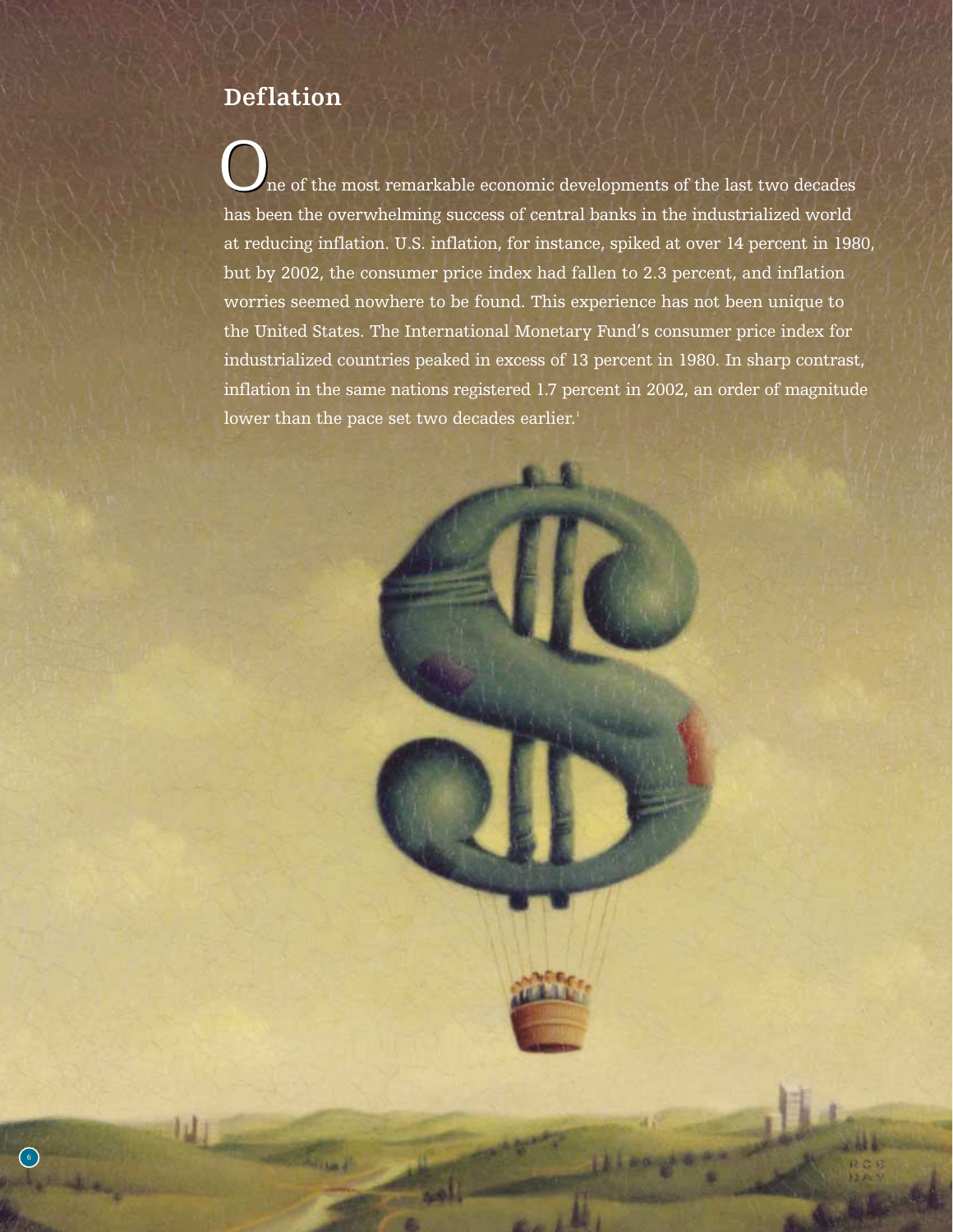## Deflation

One of the most remarkable economic developments of the last two decades has been the overwhelming success of central banks in the industrialized world at reducing inflation. U.S. inflation, for instance, spiked at over 14 percent in 1980, but by 2002, the consumer price index had fallen to 2.3 percent, and inflation worries seemed nowhere to be found. This experience has not been unique to the United States. The International Monetary Fund's consumer price index for industrialized countries peaked in excess of 13 percent in 1980. In sharp contrast, inflation in the same nations registered 1.7 percent in 2002, an order of magnitude lower than the pace set two decades earlier.[1]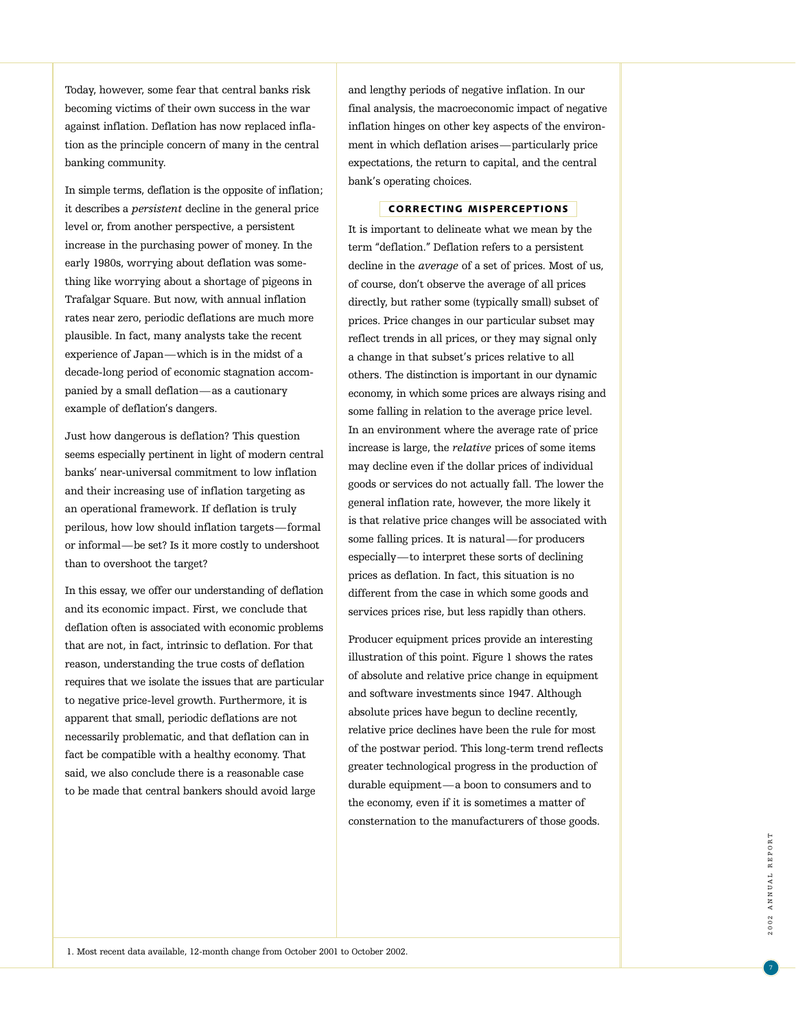Today, however, some fear that central banks risk becoming victims of their own success in the war against inflation. Deflation has now replaced inflation as the principle concern of many in the central banking community.

In simple terms, deflation is the opposite of inflation; it describes a *persistent* decline in the general price level or, from another perspective, a persistent increase in the purchasing power of money. In the early 1980s, worrying about deflation was something like worrying about a shortage of pigeons in Trafalgar Square. But now, with annual inflation rates near zero, periodic deflations are much more plausible. In fact, many analysts take the recent experience of Japan—which is in the midst of a decade-long period of economic stagnation accompanied by a small deflation—as a cautionary example of deflation's dangers.

Just how dangerous is deflation? This question seems especially pertinent in light of modern central banks' near-universal commitment to low inflation and their increasing use of inflation targeting as an operational framework. If deflation is truly perilous, how low should inflation targets—formal or informal—be set? Is it more costly to undershoot than to overshoot the target?

In this essay, we offer our understanding of deflation and its economic impact. First, we conclude that deflation often is associated with economic problems that are not, in fact, intrinsic to deflation. For that reason, understanding the true costs of deflation requires that we isolate the issues that are particular to negative price-level growth. Furthermore, it is apparent that small, periodic deflations are not necessarily problematic, and that deflation can in fact be compatible with a healthy economy. That said, we also conclude there is a reasonable case to be made that central bankers should avoid large and lengthy periods of negative inflation. In our final analysis, the macroeconomic impact of negative inflation hinges on other key aspects of the environment in which deflation arises—particularly price expectations, the return to capital, and the central bank's operating choices.

## CORRECTING MISPERCEPTIONS

It is important to delineate what we mean by the term "deflation." Deflation refers to a persistent decline in the *average* of a set of prices. Most of us, of course, don't observe the average of all prices directly, but rather some (typically small) subset of prices. Price changes in our particular subset may reflect trends in all prices, or they may signal only a change in that subset's prices relative to all others. The distinction is important in our dynamic economy, in which some prices are always rising and some falling in relation to the average price level. In an environment where the average rate of price increase is large, the *relative* prices of some items may decline even if the dollar prices of individual goods or services do not actually fall. The lower the general inflation rate, however, the more likely it is that relative price changes will be associated with some falling prices. It is natural—for producers especially—to interpret these sorts of declining prices as deflation. In fact, this situation is no different from the case in which some goods and services prices rise, but less rapidly than others.

Producer equipment prices provide an interesting illustration of this point. Figure 1 shows the rates of absolute and relative price change in equipment and software investments since 1947. Although absolute prices have begun to decline recently, relative price declines have been the rule for most of the postwar period. This long-term trend reflects greater technological progress in the production of durable equipment—a boon to consumers and to the economy, even if it is sometimes a matter of consternation to the manufacturers of those goods.

1. Most recent data available, 12-month change from October 2001 to October 2002.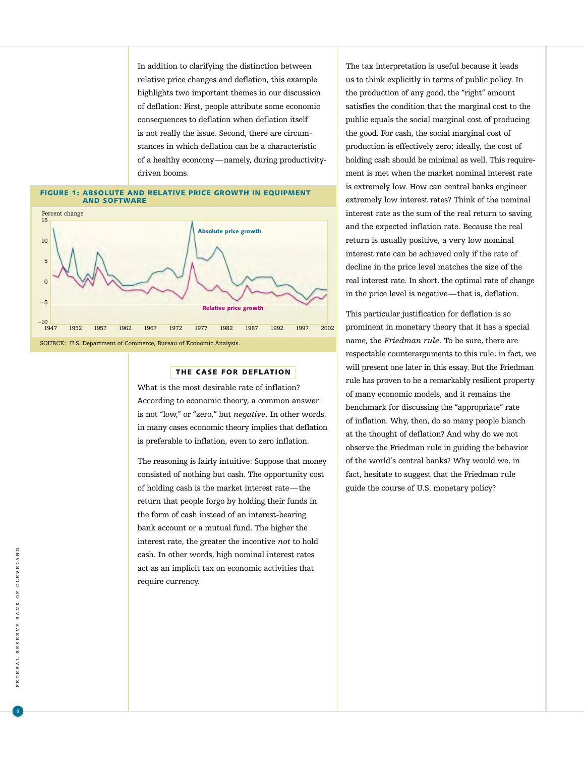In addition to clarifying the distinction between relative price changes and deflation, this example highlights two important themes in our discussion of deflation: First, people attribute some economic consequences to deflation when deflation itself is not really the issue. Second, there are circumstances in which deflation can be a characteristic of a healthy economy—namely, during productivity-driven booms.

**FIGURE 1: ABSOLUTE AND RELATIVE PRICE GROWTH IN EQUIPMENT AND SOFTWARE**

SOURCE: U.S. Department of Commerce, Bureau of Economic Analysis.

## THE CASE FOR DEFLATION

What is the most desirable rate of inflation? According to economic theory, a common answer is not "low," or "zero," but *negative*. In other words, in many cases economic theory implies that deflation is preferable to inflation, even to zero inflation.

The reasoning is fairly intuitive: Suppose that money consisted of nothing but cash. The opportunity cost of holding cash is the market interest rate—the return that people forgo by holding their funds in the form of cash instead of an interest-bearing bank account or a mutual fund. The higher the interest rate, the greater the incentive *not* to hold cash. In other words, high nominal interest rates act as an implicit tax on economic activities that require currency.

The tax interpretation is useful because it leads us to think explicitly in terms of public policy. In the production of any good, the "right" amount satisfies the condition that the marginal cost to the public equals the social marginal cost of producing the good. For cash, the social marginal cost of production is effectively zero; ideally, the cost of holding cash should be minimal as well. This requirement is met when the market nominal interest rate is extremely low. How can central banks engineer extremely low interest rates? Think of the nominal interest rate as the sum of the real return to saving and the expected inflation rate. Because the real return is usually positive, a very low nominal interest rate can be achieved only if the rate of decline in the price level matches the size of the real interest rate. In short, the optimal rate of change in the price level is negative—that is, deflation.

This particular justification for deflation is so prominent in monetary theory that it has a special name, the *Friedman rule*. To be sure, there are respectable counterarguments to this rule; in fact, we will present one later in this essay. But the Friedman rule has proven to be a remarkably resilient property of many economic models, and it remains the benchmark for discussing the "appropriate" rate of inflation. Why, then, do so many people blanch at the thought of deflation? And why do we not observe the Friedman rule in guiding the behavior of the world's central banks? Why would we, in fact, hesitate to suggest that the Friedman rule guide the course of U.S. monetary policy?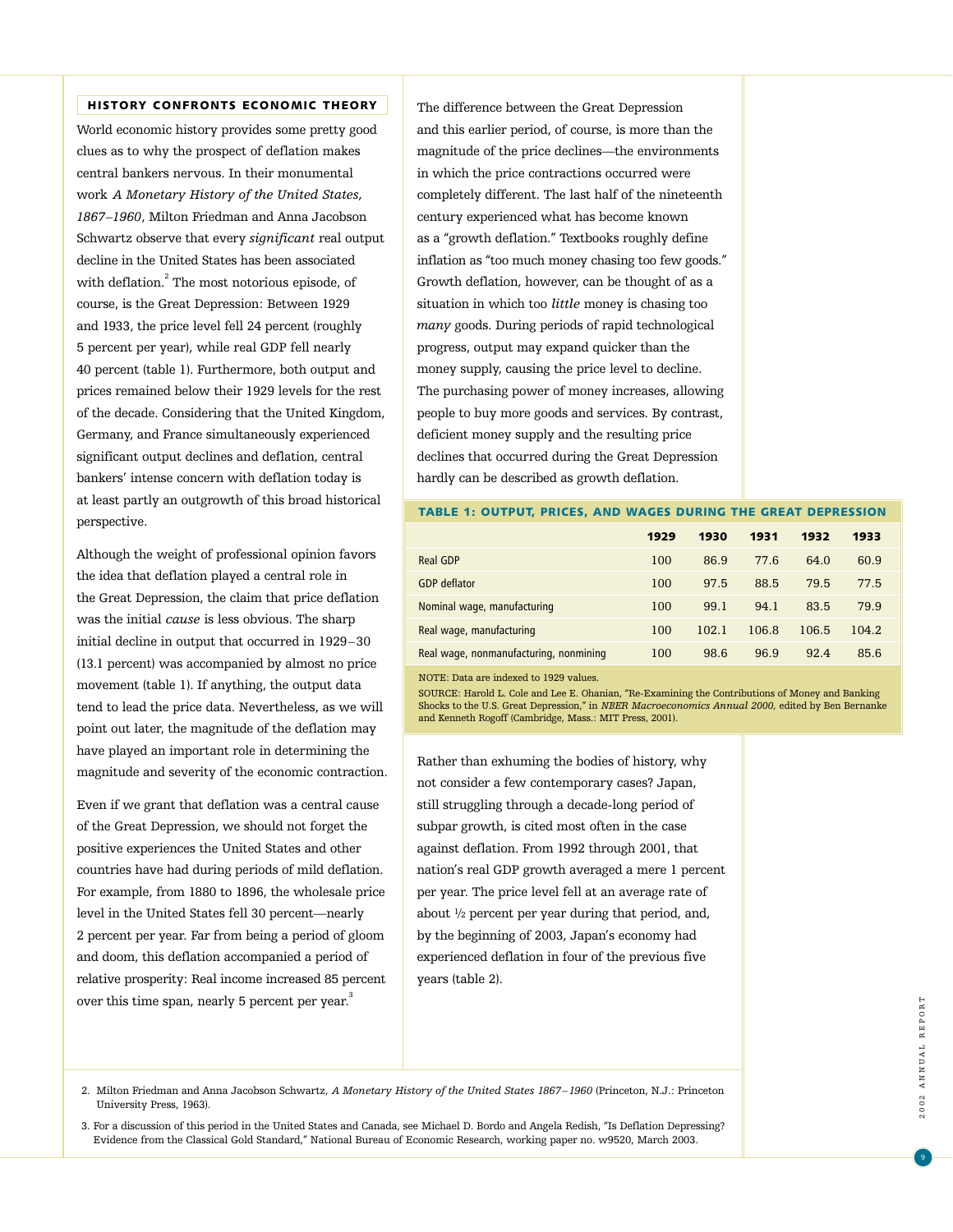## HISTORY CONFRONTS ECONOMIC THEORY

World economic history provides some pretty good clues as to why the prospect of deflation makes central bankers nervous. In their monumental work *A Monetary History of the United States, 1867–1960*, Milton Friedman and Anna Jacobson Schwartz observe that every *significant* real output decline in the United States has been associated with deflation.[2] The most notorious episode, of course, is the Great Depression: Between 1929 and 1933, the price level fell 24 percent (roughly 5 percent per year), while real GDP fell nearly 40 percent (table 1). Furthermore, both output and prices remained below their 1929 levels for the rest of the decade. Considering that the United Kingdom, Germany, and France simultaneously experienced significant output declines and deflation, central bankers' intense concern with deflation today is at least partly an outgrowth of this broad historical perspective.

Although the weight of professional opinion favors the idea that deflation played a central role in the Great Depression, the claim that price deflation was the initial *cause* is less obvious. The sharp initial decline in output that occurred in 1929–30 (13.1 percent) was accompanied by almost no price movement (table 1). If anything, the output data tend to lead the price data. Nevertheless, as we will point out later, the magnitude of the deflation may have played an important role in determining the magnitude and severity of the economic contraction.

Even if we grant that deflation was a central cause of the Great Depression, we should not forget the positive experiences the United States and other countries have had during periods of mild deflation. For example, from 1880 to 1896, the wholesale price level in the United States fell 30 percent—nearly 2 percent per year. Far from being a period of gloom and doom, this deflation accompanied a period of relative prosperity: Real income increased 85 percent over this time span, nearly 5 percent per year.[3]

The difference between the Great Depression and this earlier period, of course, is more than the magnitude of the price declines—the environments in which the price contractions occurred were completely different. The last half of the nineteenth century experienced what has become known as a "growth deflation." Textbooks roughly define inflation as "too much money chasing too few goods." Growth deflation, however, can be thought of as a situation in which too *little* money is chasing too *many* goods. During periods of rapid technological progress, output may expand quicker than the money supply, causing the price level to decline. The purchasing power of money increases, allowing people to buy more goods and services. By contrast, deficient money supply and the resulting price declines that occurred during the Great Depression hardly can be described as growth deflation.

**TABLE 1: OUTPUT, PRICES, AND WAGES DURING THE GREAT DEPRESSION**

| | 1929 | 1930 | 1931 | 1932 | 1933 |
|---|---|---|---|---|---|
| Real GDP | 100 | 86.9 | 77.6 | 64.0 | 60.9 |
| GDP deflator | 100 | 97.5 | 88.5 | 79.5 | 77.5 |
| Nominal wage, manufacturing | 100 | 99.1 | 94.1 | 83.5 | 79.9 |
| Real wage, manufacturing | 100 | 102.1 | 106.8 | 106.5 | 104.2 |
| Real wage, nonmanufacturing, nonmining | 100 | 98.6 | 96.9 | 92.4 | 85.6 |

NOTE: Data are indexed to 1929 values.

SOURCE: Harold L. Cole and Lee E. Ohanian, "Re-Examining the Contributions of Money and Banking Shocks to the U.S. Great Depression," in *NBER Macroeconomics Annual 2000*, edited by Ben Bernanke and Kenneth Rogoff (Cambridge, Mass.: MIT Press, 2001).

Rather than exhuming the bodies of history, why not consider a few contemporary cases? Japan, still struggling through a decade-long period of subpar growth, is cited most often in the case against deflation. From 1992 through 2001, that nation's real GDP growth averaged a mere 1 percent per year. The price level fell at an average rate of about ½ percent per year during that period, and, by the beginning of 2003, Japan's economy had experienced deflation in four of the previous five years (table 2).

2. Milton Friedman and Anna Jacobson Schwartz, *A Monetary History of the United States 1867–1960* (Princeton, N.J.: Princeton University Press, 1963).

3. For a discussion of this period in the United States and Canada, see Michael D. Bordo and Angela Redish, "Is Deflation Depressing? Evidence from the Classical Gold Standard," National Bureau of Economic Research, working paper no. w9520, March 2003.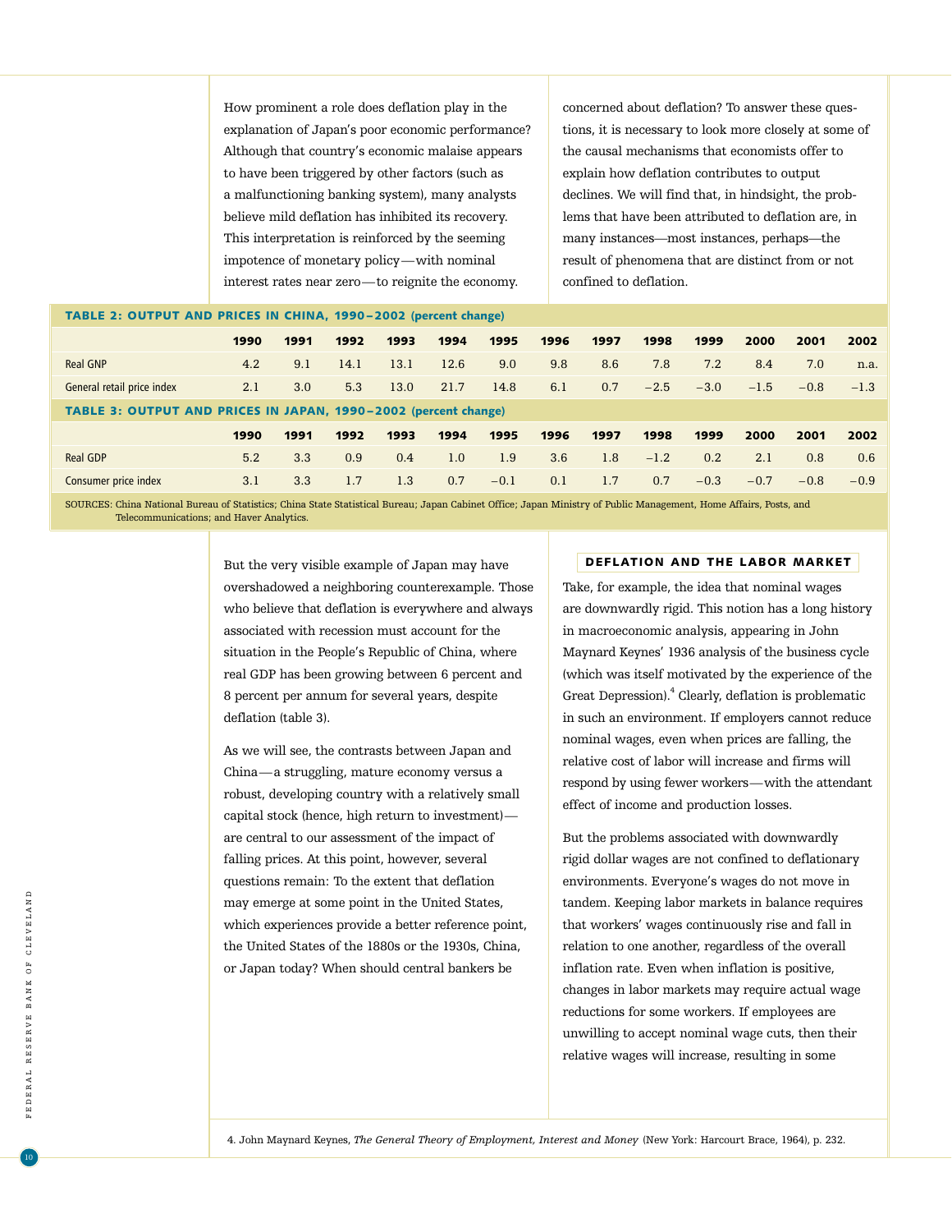How prominent a role does deflation play in the explanation of Japan's poor economic performance? Although that country's economic malaise appears to have been triggered by other factors (such as a malfunctioning banking system), many analysts believe mild deflation has inhibited its recovery. This interpretation is reinforced by the seeming impotence of monetary policy—with nominal interest rates near zero—to reignite the economy.

concerned about deflation? To answer these questions, it is necessary to look more closely at some of the causal mechanisms that economists offer to explain how deflation contributes to output declines. We will find that, in hindsight, the problems that have been attributed to deflation are, in many instances—most instances, perhaps—the result of phenomena that are distinct from or not confined to deflation.

**TABLE 2: OUTPUT AND PRICES IN CHINA, 1990–2002 (percent change)**

| | 1990 | 1991 | 1992 | 1993 | 1994 | 1995 | 1996 | 1997 | 1998 | 1999 | 2000 | 2001 | 2002 |
|---|---|---|---|---|---|---|---|---|---|---|---|---|---|
| Real GNP | 4.2 | 9.1 | 14.1 | 13.1 | 12.6 | 9.0 | 9.8 | 8.6 | 7.8 | 7.2 | 8.4 | 7.0 | n.a. |
| General retail price index | 2.1 | 3.0 | 5.3 | 13.0 | 21.7 | 14.8 | 6.1 | 0.7 | −2.5 | −3.0 | −1.5 | −0.8 | −1.3 |

**TABLE 3: OUTPUT AND PRICES IN JAPAN, 1990–2002 (percent change)**

| | 1990 | 1991 | 1992 | 1993 | 1994 | 1995 | 1996 | 1997 | 1998 | 1999 | 2000 | 2001 | 2002 |
|---|---|---|---|---|---|---|---|---|---|---|---|---|---|
| Real GDP | 5.2 | 3.3 | 0.9 | 0.4 | 1.0 | 1.9 | 3.6 | 1.8 | −1.2 | 0.2 | 2.1 | 0.8 | 0.6 |
| Consumer price index | 3.1 | 3.3 | 1.7 | 1.3 | 0.7 | −0.1 | 0.1 | 1.7 | 0.7 | −0.3 | −0.7 | −0.8 | −0.9 |

SOURCES: China National Bureau of Statistics; China State Statistical Bureau; Japan Cabinet Office; Japan Ministry of Public Management, Home Affairs, Posts, and Telecommunications; and Haver Analytics.

But the very visible example of Japan may have overshadowed a neighboring counterexample. Those who believe that deflation is everywhere and always associated with recession must account for the situation in the People's Republic of China, where real GDP has been growing between 6 percent and 8 percent per annum for several years, despite deflation (table 3).

As we will see, the contrasts between Japan and China—a struggling, mature economy versus a robust, developing country with a relatively small capital stock (hence, high return to investment)—are central to our assessment of the impact of falling prices. At this point, however, several questions remain: To the extent that deflation may emerge at some point in the United States, which experiences provide a better reference point, the United States of the 1880s or the 1930s, China, or Japan today? When should central bankers be

## DEFLATION AND THE LABOR MARKET

Take, for example, the idea that nominal wages are downwardly rigid. This notion has a long history in macroeconomic analysis, appearing in John Maynard Keynes' 1936 analysis of the business cycle (which was itself motivated by the experience of the Great Depression).[4] Clearly, deflation is problematic in such an environment. If employers cannot reduce nominal wages, even when prices are falling, the relative cost of labor will increase and firms will respond by using fewer workers—with the attendant effect of income and production losses.

But the problems associated with downwardly rigid dollar wages are not confined to deflationary environments. Everyone's wages do not move in tandem. Keeping labor markets in balance requires that workers' wages continuously rise and fall in relation to one another, regardless of the overall inflation rate. Even when inflation is positive, changes in labor markets may require actual wage reductions for some workers. If employees are unwilling to accept nominal wage cuts, then their relative wages will increase, resulting in some

4. John Maynard Keynes, *The General Theory of Employment, Interest and Money* (New York: Harcourt Brace, 1964), p. 232.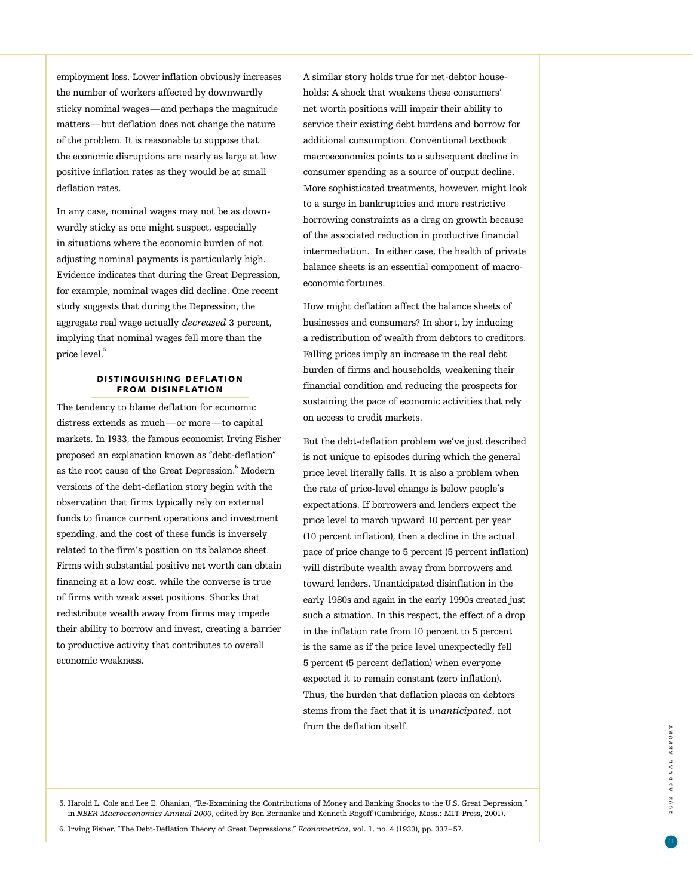employment loss. Lower inflation obviously increases the number of workers affected by downwardly sticky nominal wages—and perhaps the magnitude matters—but deflation does not change the nature of the problem. It is reasonable to suppose that the economic disruptions are nearly as large at low positive inflation rates as they would be at small deflation rates.

In any case, nominal wages may not be as downwardly sticky as one might suspect, especially in situations where the economic burden of not adjusting nominal payments is particularly high. Evidence indicates that during the Great Depression, for example, nominal wages did decline. One recent study suggests that during the Depression, the aggregate real wage actually *decreased* 3 percent, implying that nominal wages fell more than the price level.[5]

## DISTINGUISHING DEFLATION FROM DISINFLATION

The tendency to blame deflation for economic distress extends as much—or more—to capital markets. In 1933, the famous economist Irving Fisher proposed an explanation known as "debt-deflation" as the root cause of the Great Depression.[6] Modern versions of the debt-deflation story begin with the observation that firms typically rely on external funds to finance current operations and investment spending, and the cost of these funds is inversely related to the firm's position on its balance sheet. Firms with substantial positive net worth can obtain financing at a low cost, while the converse is true of firms with weak asset positions. Shocks that redistribute wealth away from firms may impede their ability to borrow and invest, creating a barrier to productive activity that contributes to overall economic weakness.

A similar story holds true for net-debtor households: A shock that weakens these consumers' net worth positions will impair their ability to service their existing debt burdens and borrow for additional consumption. Conventional textbook macroeconomics points to a subsequent decline in consumer spending as a source of output decline. More sophisticated treatments, however, might look to a surge in bankruptcies and more restrictive borrowing constraints as a drag on growth because of the associated reduction in productive financial intermediation. In either case, the health of private balance sheets is an essential component of macroeconomic fortunes.

How might deflation affect the balance sheets of businesses and consumers? In short, by inducing a redistribution of wealth from debtors to creditors. Falling prices imply an increase in the real debt burden of firms and households, weakening their financial condition and reducing the prospects for sustaining the pace of economic activities that rely on access to credit markets.

But the debt-deflation problem we've just described is not unique to episodes during which the general price level literally falls. It is also a problem when the rate of price-level change is below people's expectations. If borrowers and lenders expect the price level to march upward 10 percent per year (10 percent inflation), then a decline in the actual pace of price change to 5 percent (5 percent inflation) will distribute wealth away from borrowers and toward lenders. Unanticipated disinflation in the early 1980s and again in the early 1990s created just such a situation. In this respect, the effect of a drop in the inflation rate from 10 percent to 5 percent is the same as if the price level unexpectedly fell 5 percent (5 percent deflation) when everyone expected it to remain constant (zero inflation). Thus, the burden that deflation places on debtors stems from the fact that it is *unanticipated*, not from the deflation itself.

---

5. Harold L. Cole and Lee E. Ohanian, "Re-Examining the Contributions of Money and Banking Shocks to the U.S. Great Depression," in *NBER Macroeconomics Annual 2000*, edited by Ben Bernanke and Kenneth Rogoff (Cambridge, Mass.: MIT Press, 2001).

6. Irving Fisher, "The Debt-Deflation Theory of Great Depressions," *Econometrica*, vol. 1, no. 4 (1933), pp. 337–57.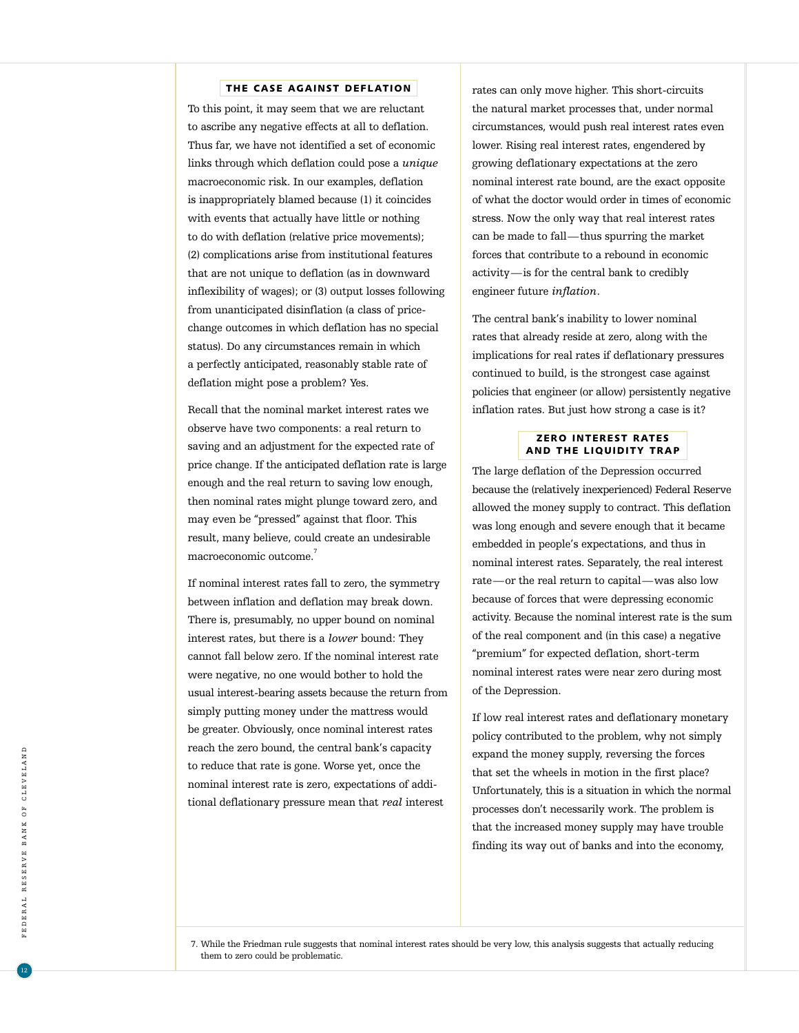## THE CASE AGAINST DEFLATION

To this point, it may seem that we are reluctant to ascribe any negative effects at all to deflation. Thus far, we have not identified a set of economic links through which deflation could pose a *unique* macroeconomic risk. In our examples, deflation is inappropriately blamed because (1) it coincides with events that actually have little or nothing to do with deflation (relative price movements); (2) complications arise from institutional features that are not unique to deflation (as in downward inflexibility of wages); or (3) output losses following from unanticipated disinflation (a class of price-change outcomes in which deflation has no special status). Do any circumstances remain in which a perfectly anticipated, reasonably stable rate of deflation might pose a problem? Yes.

Recall that the nominal market interest rates we observe have two components: a real return to saving and an adjustment for the expected rate of price change. If the anticipated deflation rate is large enough and the real return to saving low enough, then nominal rates might plunge toward zero, and may even be "pressed" against that floor. This result, many believe, could create an undesirable macroeconomic outcome.[7]

If nominal interest rates fall to zero, the symmetry between inflation and deflation may break down. There is, presumably, no upper bound on nominal interest rates, but there is a *lower* bound: They cannot fall below zero. If the nominal interest rate were negative, no one would bother to hold the usual interest-bearing assets because the return from simply putting money under the mattress would be greater. Obviously, once nominal interest rates reach the zero bound, the central bank's capacity to reduce that rate is gone. Worse yet, once the nominal interest rate is zero, expectations of additional deflationary pressure mean that *real* interest rates can only move higher. This short-circuits the natural market processes that, under normal circumstances, would push real interest rates even lower. Rising real interest rates, engendered by growing deflationary expectations at the zero nominal interest rate bound, are the exact opposite of what the doctor would order in times of economic stress. Now the only way that real interest rates can be made to fall—thus spurring the market forces that contribute to a rebound in economic activity—is for the central bank to credibly engineer future *inflation*.

The central bank's inability to lower nominal rates that already reside at zero, along with the implications for real rates if deflationary pressures continued to build, is the strongest case against policies that engineer (or allow) persistently negative inflation rates. But just how strong a case is it?

## ZERO INTEREST RATES AND THE LIQUIDITY TRAP

The large deflation of the Depression occurred because the (relatively inexperienced) Federal Reserve allowed the money supply to contract. This deflation was long enough and severe enough that it became embedded in people's expectations, and thus in nominal interest rates. Separately, the real interest rate—or the real return to capital—was also low because of forces that were depressing economic activity. Because the nominal interest rate is the sum of the real component and (in this case) a negative "premium" for expected deflation, short-term nominal interest rates were near zero during most of the Depression.

If low real interest rates and deflationary monetary policy contributed to the problem, why not simply expand the money supply, reversing the forces that set the wheels in motion in the first place? Unfortunately, this is a situation in which the normal processes don't necessarily work. The problem is that the increased money supply may have trouble finding its way out of banks and into the economy,

7. While the Friedman rule suggests that nominal interest rates should be very low, this analysis suggests that actually reducing them to zero could be problematic.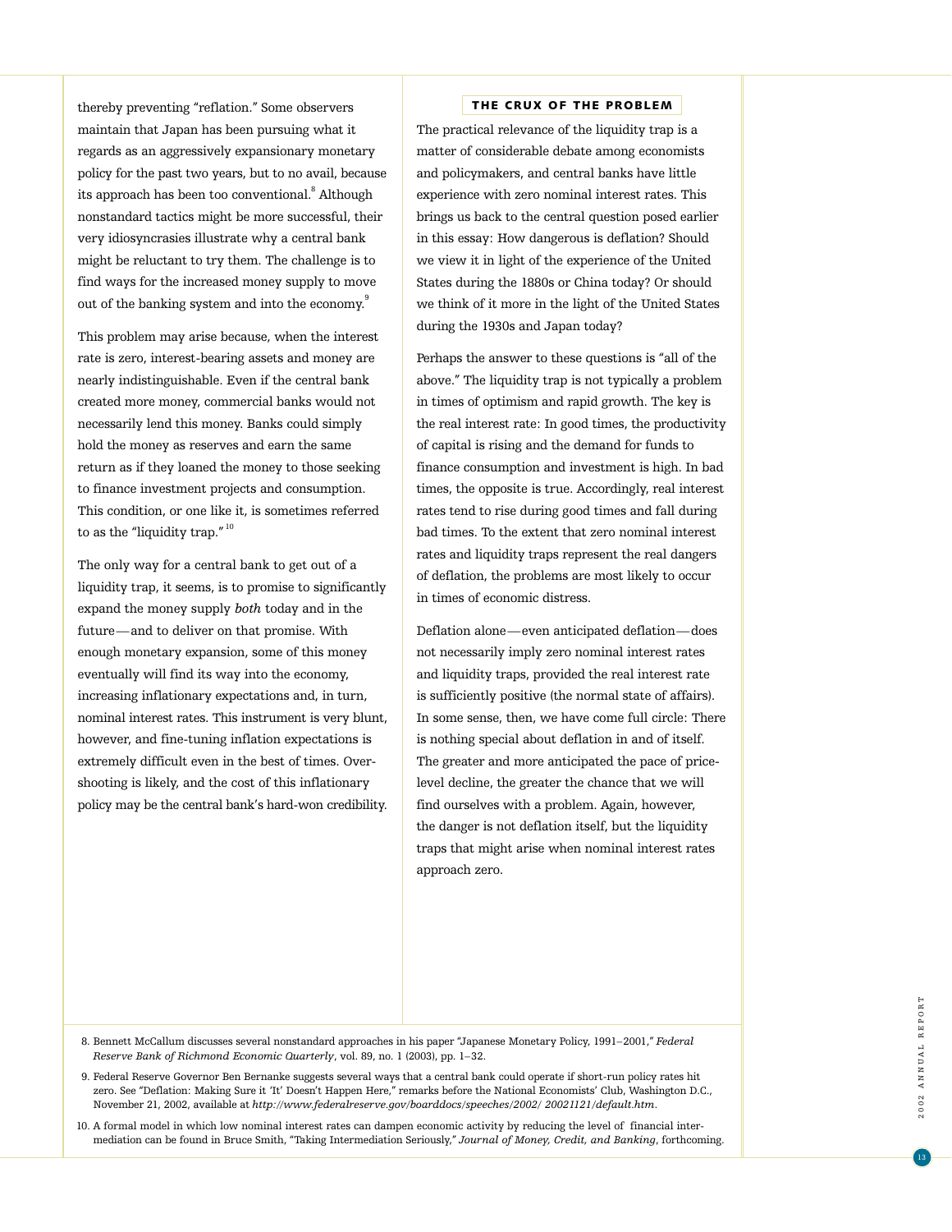thereby preventing "reflation." Some observers maintain that Japan has been pursuing what it regards as an aggressively expansionary monetary policy for the past two years, but to no avail, because its approach has been too conventional.[8] Although nonstandard tactics might be more successful, their very idiosyncrasies illustrate why a central bank might be reluctant to try them. The challenge is to find ways for the increased money supply to move out of the banking system and into the economy.[9]

This problem may arise because, when the interest rate is zero, interest-bearing assets and money are nearly indistinguishable. Even if the central bank created more money, commercial banks would not necessarily lend this money. Banks could simply hold the money as reserves and earn the same return as if they loaned the money to those seeking to finance investment projects and consumption. This condition, or one like it, is sometimes referred to as the "liquidity trap."[10]

The only way for a central bank to get out of a liquidity trap, it seems, is to promise to significantly expand the money supply *both* today and in the future—and to deliver on that promise. With enough monetary expansion, some of this money eventually will find its way into the economy, increasing inflationary expectations and, in turn, nominal interest rates. This instrument is very blunt, however, and fine-tuning inflation expectations is extremely difficult even in the best of times. Overshooting is likely, and the cost of this inflationary policy may be the central bank's hard-won credibility.

## THE CRUX OF THE PROBLEM

The practical relevance of the liquidity trap is a matter of considerable debate among economists and policymakers, and central banks have little experience with zero nominal interest rates. This brings us back to the central question posed earlier in this essay: How dangerous is deflation? Should we view it in light of the experience of the United States during the 1880s or China today? Or should we think of it more in the light of the United States during the 1930s and Japan today?

Perhaps the answer to these questions is "all of the above." The liquidity trap is not typically a problem in times of optimism and rapid growth. The key is the real interest rate: In good times, the productivity of capital is rising and the demand for funds to finance consumption and investment is high. In bad times, the opposite is true. Accordingly, real interest rates tend to rise during good times and fall during bad times. To the extent that zero nominal interest rates and liquidity traps represent the real dangers of deflation, the problems are most likely to occur in times of economic distress.

Deflation alone—even anticipated deflation—does not necessarily imply zero nominal interest rates and liquidity traps, provided the real interest rate is sufficiently positive (the normal state of affairs). In some sense, then, we have come full circle: There is nothing special about deflation in and of itself. The greater and more anticipated the pace of price-level decline, the greater the chance that we will find ourselves with a problem. Again, however, the danger is not deflation itself, but the liquidity traps that might arise when nominal interest rates approach zero.

---

8. Bennett McCallum discusses several nonstandard approaches in his paper "Japanese Monetary Policy, 1991–2001," *Federal Reserve Bank of Richmond Economic Quarterly*, vol. 89, no. 1 (2003), pp. 1–32.

9. Federal Reserve Governor Ben Bernanke suggests several ways that a central bank could operate if short-run policy rates hit zero. See "Deflation: Making Sure it 'It' Doesn't Happen Here," remarks before the National Economists' Club, Washington D.C., November 21, 2002, available at *http://www.federalreserve.gov/boarddocs/speeches/2002/ 20021121/default.htm*.

10. A formal model in which low nominal interest rates can dampen economic activity by reducing the level of financial intermediation can be found in Bruce Smith, "Taking Intermediation Seriously," *Journal of Money, Credit, and Banking*, forthcoming.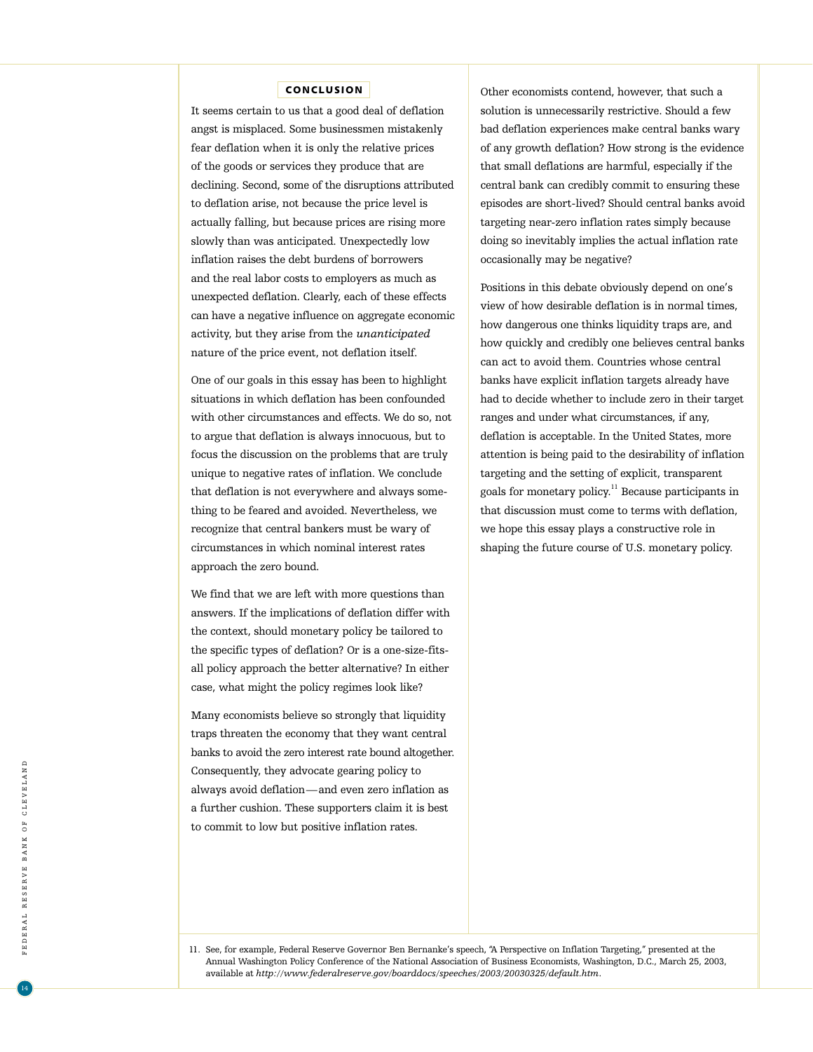## CONCLUSION

It seems certain to us that a good deal of deflation angst is misplaced. Some businessmen mistakenly fear deflation when it is only the relative prices of the goods or services they produce that are declining. Second, some of the disruptions attributed to deflation arise, not because the price level is actually falling, but because prices are rising more slowly than was anticipated. Unexpectedly low inflation raises the debt burdens of borrowers and the real labor costs to employers as much as unexpected deflation. Clearly, each of these effects can have a negative influence on aggregate economic activity, but they arise from the *unanticipated* nature of the price event, not deflation itself.

One of our goals in this essay has been to highlight situations in which deflation has been confounded with other circumstances and effects. We do so, not to argue that deflation is always innocuous, but to focus the discussion on the problems that are truly unique to negative rates of inflation. We conclude that deflation is not everywhere and always something to be feared and avoided. Nevertheless, we recognize that central bankers must be wary of circumstances in which nominal interest rates approach the zero bound.

We find that we are left with more questions than answers. If the implications of deflation differ with the context, should monetary policy be tailored to the specific types of deflation? Or is a one-size-fits-all policy approach the better alternative? In either case, what might the policy regimes look like?

Many economists believe so strongly that liquidity traps threaten the economy that they want central banks to avoid the zero interest rate bound altogether. Consequently, they advocate gearing policy to always avoid deflation—and even zero inflation as a further cushion. These supporters claim it is best to commit to low but positive inflation rates.

Other economists contend, however, that such a solution is unnecessarily restrictive. Should a few bad deflation experiences make central banks wary of any growth deflation? How strong is the evidence that small deflations are harmful, especially if the central bank can credibly commit to ensuring these episodes are short-lived? Should central banks avoid targeting near-zero inflation rates simply because doing so inevitably implies the actual inflation rate occasionally may be negative?

Positions in this debate obviously depend on one's view of how desirable deflation is in normal times, how dangerous one thinks liquidity traps are, and how quickly and credibly one believes central banks can act to avoid them. Countries whose central banks have explicit inflation targets already have had to decide whether to include zero in their target ranges and under what circumstances, if any, deflation is acceptable. In the United States, more attention is being paid to the desirability of inflation targeting and the setting of explicit, transparent goals for monetary policy.[11] Because participants in that discussion must come to terms with deflation, we hope this essay plays a constructive role in shaping the future course of U.S. monetary policy.

11. See, for example, Federal Reserve Governor Ben Bernanke's speech, "A Perspective on Inflation Targeting," presented at the Annual Washington Policy Conference of the National Association of Business Economists, Washington, D.C., March 25, 2003, available at *http://www.federalreserve.gov/boarddocs/speeches/2003/20030325/default.htm*.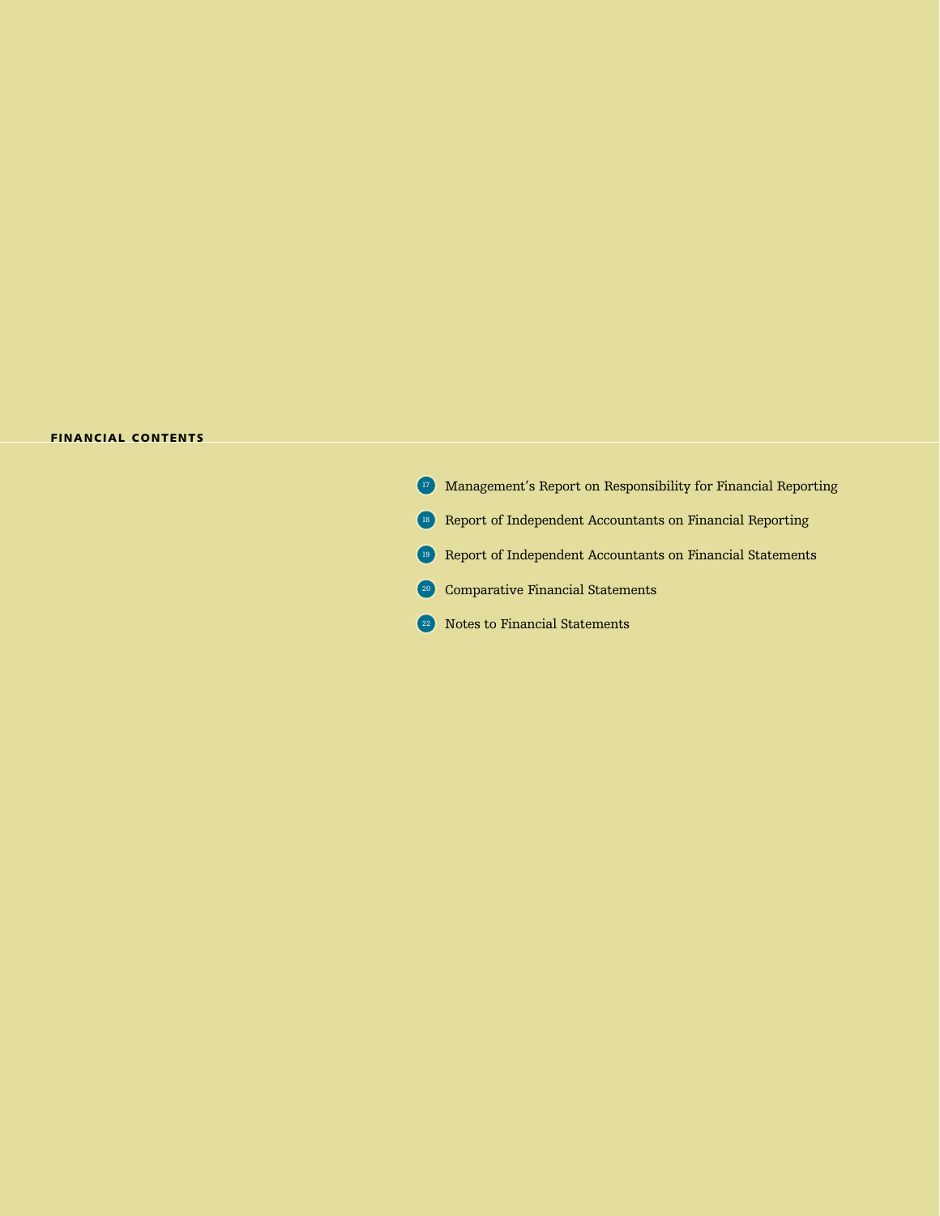## FINANCIAL CONTENTS

- 17 Management's Report on Responsibility for Financial Reporting
- 18 Report of Independent Accountants on Financial Reporting
- 19 Report of Independent Accountants on Financial Statements
- 20 Comparative Financial Statements
- 22 Notes to Financial Statements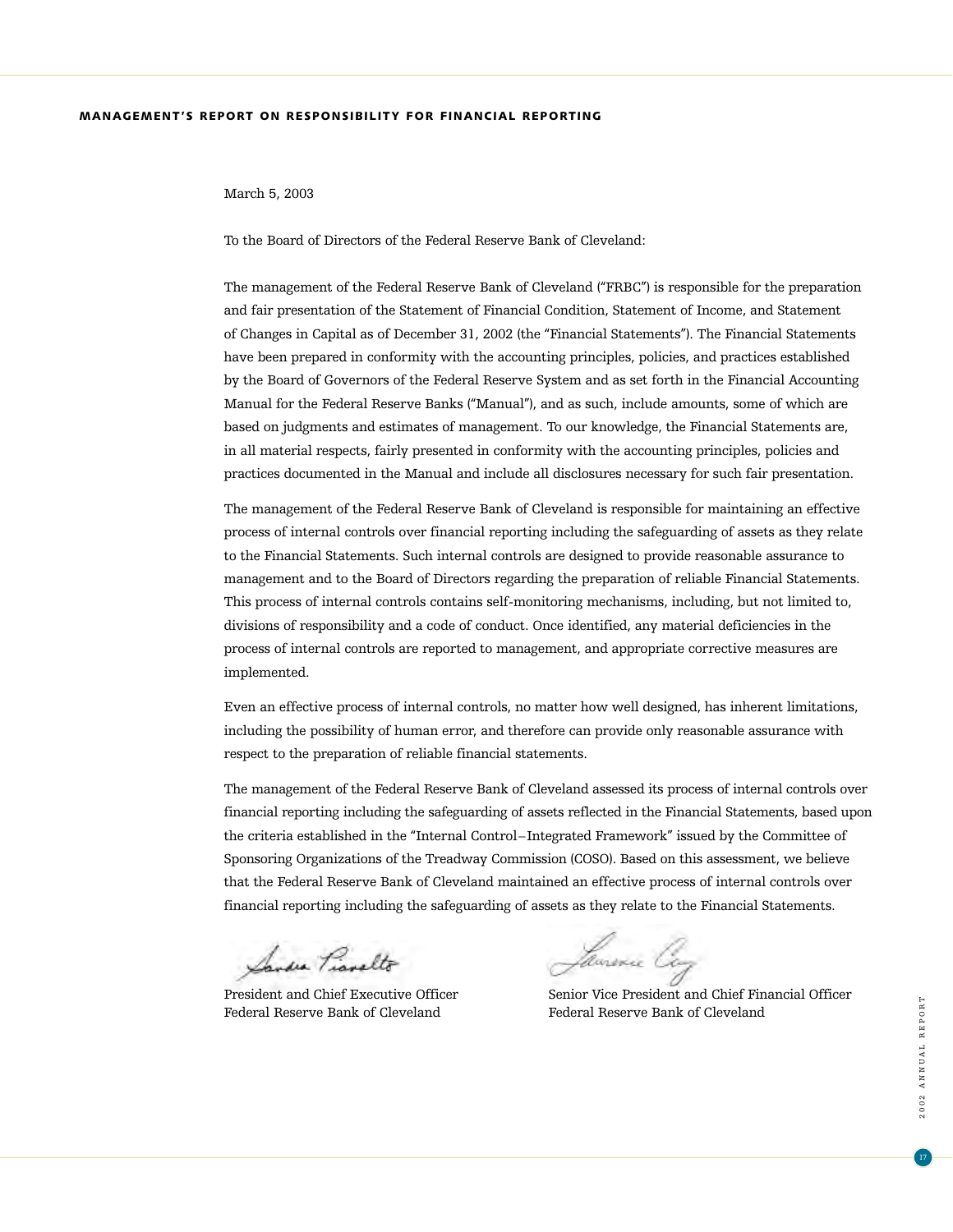## MANAGEMENT'S REPORT ON RESPONSIBILITY FOR FINANCIAL REPORTING

March 5, 2003

To the Board of Directors of the Federal Reserve Bank of Cleveland:

The management of the Federal Reserve Bank of Cleveland ("FRBC") is responsible for the preparation and fair presentation of the Statement of Financial Condition, Statement of Income, and Statement of Changes in Capital as of December 31, 2002 (the "Financial Statements"). The Financial Statements have been prepared in conformity with the accounting principles, policies, and practices established by the Board of Governors of the Federal Reserve System and as set forth in the Financial Accounting Manual for the Federal Reserve Banks ("Manual"), and as such, include amounts, some of which are based on judgments and estimates of management. To our knowledge, the Financial Statements are, in all material respects, fairly presented in conformity with the accounting principles, policies and practices documented in the Manual and include all disclosures necessary for such fair presentation.

The management of the Federal Reserve Bank of Cleveland is responsible for maintaining an effective process of internal controls over financial reporting including the safeguarding of assets as they relate to the Financial Statements. Such internal controls are designed to provide reasonable assurance to management and to the Board of Directors regarding the preparation of reliable Financial Statements. This process of internal controls contains self-monitoring mechanisms, including, but not limited to, divisions of responsibility and a code of conduct. Once identified, any material deficiencies in the process of internal controls are reported to management, and appropriate corrective measures are implemented.

Even an effective process of internal controls, no matter how well designed, has inherent limitations, including the possibility of human error, and therefore can provide only reasonable assurance with respect to the preparation of reliable financial statements.

The management of the Federal Reserve Bank of Cleveland assessed its process of internal controls over financial reporting including the safeguarding of assets reflected in the Financial Statements, based upon the criteria established in the "Internal Control–Integrated Framework" issued by the Committee of Sponsoring Organizations of the Treadway Commission (COSO). Based on this assessment, we believe that the Federal Reserve Bank of Cleveland maintained an effective process of internal controls over financial reporting including the safeguarding of assets as they relate to the Financial Statements.

President and Chief Executive Officer
Federal Reserve Bank of Cleveland

Senior Vice President and Chief Financial Officer
Federal Reserve Bank of Cleveland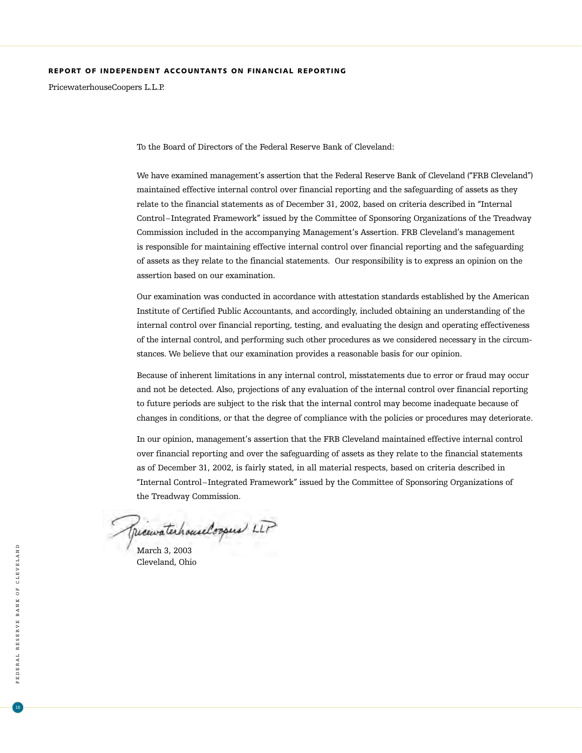## REPORT OF INDEPENDENT ACCOUNTANTS ON FINANCIAL REPORTING

PricewaterhouseCoopers L.L.P.

To the Board of Directors of the Federal Reserve Bank of Cleveland:

We have examined management's assertion that the Federal Reserve Bank of Cleveland ("FRB Cleveland") maintained effective internal control over financial reporting and the safeguarding of assets as they relate to the financial statements as of December 31, 2002, based on criteria described in "Internal Control–Integrated Framework" issued by the Committee of Sponsoring Organizations of the Treadway Commission included in the accompanying Management's Assertion. FRB Cleveland's management is responsible for maintaining effective internal control over financial reporting and the safeguarding of assets as they relate to the financial statements. Our responsibility is to express an opinion on the assertion based on our examination.

Our examination was conducted in accordance with attestation standards established by the American Institute of Certified Public Accountants, and accordingly, included obtaining an understanding of the internal control over financial reporting, testing, and evaluating the design and operating effectiveness of the internal control, and performing such other procedures as we considered necessary in the circumstances. We believe that our examination provides a reasonable basis for our opinion.

Because of inherent limitations in any internal control, misstatements due to error or fraud may occur and not be detected. Also, projections of any evaluation of the internal control over financial reporting to future periods are subject to the risk that the internal control may become inadequate because of changes in conditions, or that the degree of compliance with the policies or procedures may deteriorate.

In our opinion, management's assertion that the FRB Cleveland maintained effective internal control over financial reporting and over the safeguarding of assets as they relate to the financial statements as of December 31, 2002, is fairly stated, in all material respects, based on criteria described in "Internal Control–Integrated Framework" issued by the Committee of Sponsoring Organizations of the Treadway Commission.

PricewaterhouseCoopers LLP

March 3, 2003
Cleveland, Ohio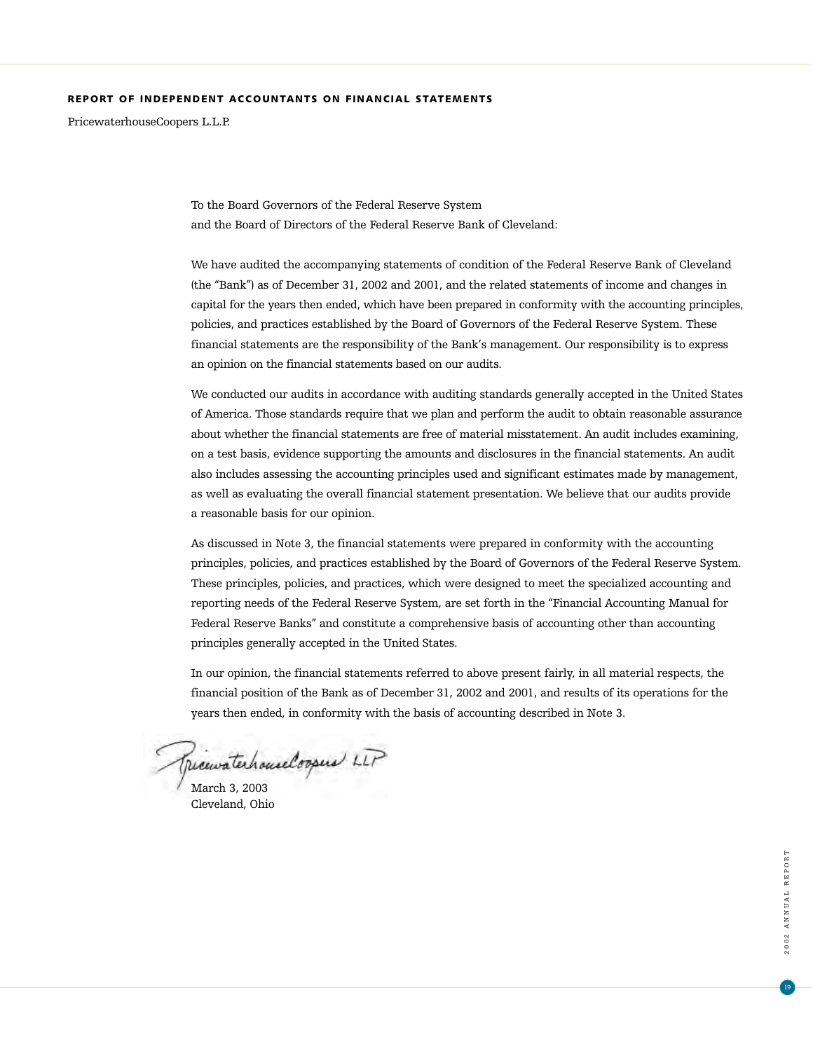## REPORT OF INDEPENDENT ACCOUNTANTS ON FINANCIAL STATEMENTS

PricewaterhouseCoopers L.L.P.

To the Board Governors of the Federal Reserve System
and the Board of Directors of the Federal Reserve Bank of Cleveland:

We have audited the accompanying statements of condition of the Federal Reserve Bank of Cleveland (the "Bank") as of December 31, 2002 and 2001, and the related statements of income and changes in capital for the years then ended, which have been prepared in conformity with the accounting principles, policies, and practices established by the Board of Governors of the Federal Reserve System. These financial statements are the responsibility of the Bank's management. Our responsibility is to express an opinion on the financial statements based on our audits.

We conducted our audits in accordance with auditing standards generally accepted in the United States of America. Those standards require that we plan and perform the audit to obtain reasonable assurance about whether the financial statements are free of material misstatement. An audit includes examining, on a test basis, evidence supporting the amounts and disclosures in the financial statements. An audit also includes assessing the accounting principles used and significant estimates made by management, as well as evaluating the overall financial statement presentation. We believe that our audits provide a reasonable basis for our opinion.

As discussed in Note 3, the financial statements were prepared in conformity with the accounting principles, policies, and practices established by the Board of Governors of the Federal Reserve System. These principles, policies, and practices, which were designed to meet the specialized accounting and reporting needs of the Federal Reserve System, are set forth in the "Financial Accounting Manual for Federal Reserve Banks" and constitute a comprehensive basis of accounting other than accounting principles generally accepted in the United States.

In our opinion, the financial statements referred to above present fairly, in all material respects, the financial position of the Bank as of December 31, 2002 and 2001, and results of its operations for the years then ended, in conformity with the basis of accounting described in Note 3.

PricewaterhouseCoopers LLP

March 3, 2003
Cleveland, Ohio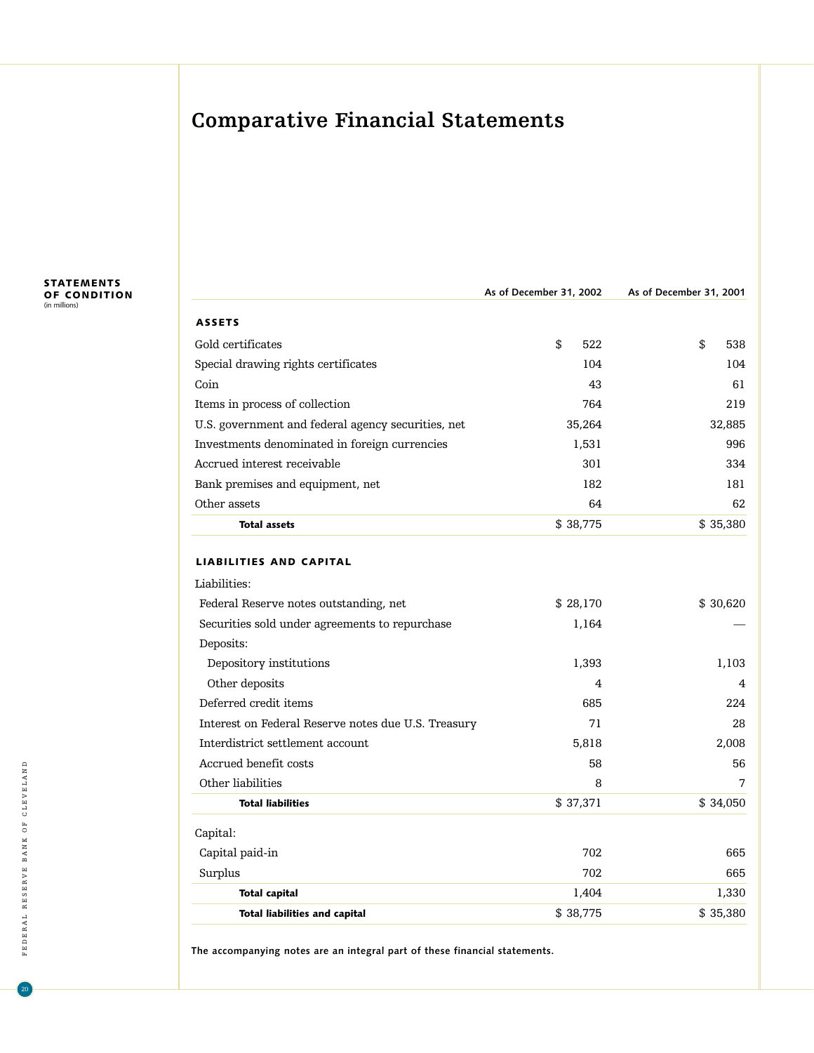# Comparative Financial Statements

**STATEMENTS OF CONDITION**
(in millions)

| | As of December 31, 2002 | As of December 31, 2001 |
|---|---|---|
| **ASSETS** | | |
| Gold certificates | $ 522 | $ 538 |
| Special drawing rights certificates | 104 | 104 |
| Coin | 43 | 61 |
| Items in process of collection | 764 | 219 |
| U.S. government and federal agency securities, net | 35,264 | 32,885 |
| Investments denominated in foreign currencies | 1,531 | 996 |
| Accrued interest receivable | 301 | 334 |
| Bank premises and equipment, net | 182 | 181 |
| Other assets | 64 | 62 |
| **Total assets** | $ 38,775 | $ 35,380 |
| **LIABILITIES AND CAPITAL** | | |
| Liabilities: | | |
| Federal Reserve notes outstanding, net | $ 28,170 | $ 30,620 |
| Securities sold under agreements to repurchase | 1,164 | — |
| Deposits: | | |
| Depository institutions | 1,393 | 1,103 |
| Other deposits | 4 | 4 |
| Deferred credit items | 685 | 224 |
| Interest on Federal Reserve notes due U.S. Treasury | 71 | 28 |
| Interdistrict settlement account | 5,818 | 2,008 |
| Accrued benefit costs | 58 | 56 |
| Other liabilities | 8 | 7 |
| **Total liabilities** | $ 37,371 | $ 34,050 |
| Capital: | | |
| Capital paid-in | 702 | 665 |
| Surplus | 702 | 665 |
| **Total capital** | 1,404 | 1,330 |
| **Total liabilities and capital** | $ 38,775 | $ 35,380 |

**The accompanying notes are an integral part of these financial statements.**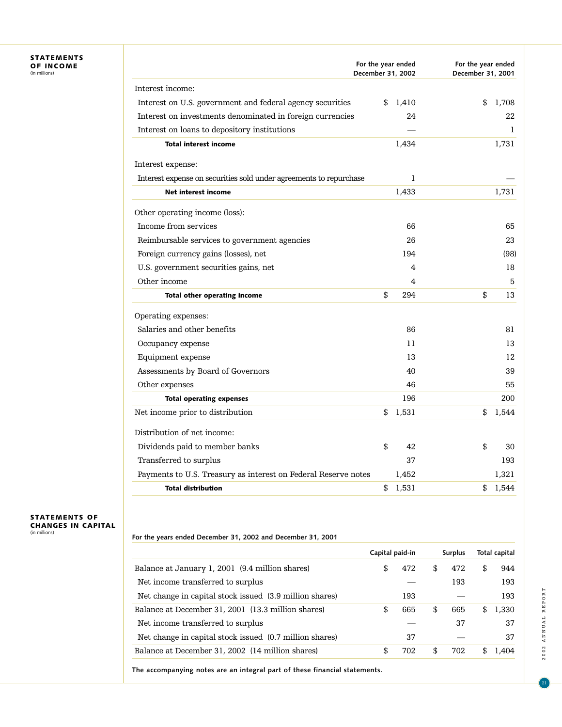## STATEMENTS OF INCOME
(in millions)

| | For the year ended December 31, 2002 | For the year ended December 31, 2001 |
|---|---|---|
| Interest income: | | |
| Interest on U.S. government and federal agency securities | $ 1,410 | $ 1,708 |
| Interest on investments denominated in foreign currencies | 24 | 22 |
| Interest on loans to depository institutions | — | 1 |
| **Total interest income** | 1,434 | 1,731 |
| Interest expense: | | |
| Interest expense on securities sold under agreements to repurchase | 1 | — |
| **Net interest income** | 1,433 | 1,731 |
| Other operating income (loss): | | |
| Income from services | 66 | 65 |
| Reimbursable services to government agencies | 26 | 23 |
| Foreign currency gains (losses), net | 194 | (98) |
| U.S. government securities gains, net | 4 | 18 |
| Other income | 4 | 5 |
| **Total other operating income** | $ 294 | $ 13 |
| Operating expenses: | | |
| Salaries and other benefits | 86 | 81 |
| Occupancy expense | 11 | 13 |
| Equipment expense | 13 | 12 |
| Assessments by Board of Governors | 40 | 39 |
| Other expenses | 46 | 55 |
| **Total operating expenses** | 196 | 200 |
| Net income prior to distribution | $ 1,531 | $ 1,544 |
| Distribution of net income: | | |
| Dividends paid to member banks | $ 42 | $ 30 |
| Transferred to surplus | 37 | 193 |
| Payments to U.S. Treasury as interest on Federal Reserve notes | 1,452 | 1,321 |
| **Total distribution** | $ 1,531 | $ 1,544 |

## STATEMENTS OF CHANGES IN CAPITAL
(in millions)

**For the years ended December 31, 2002 and December 31, 2001**

| | Capital paid-in | Surplus | Total capital |
|---|---|---|---|
| Balance at January 1, 2001 (9.4 million shares) | $ 472 | $ 472 | $ 944 |
| Net income transferred to surplus | — | 193 | 193 |
| Net change in capital stock issued (3.9 million shares) | 193 | — | 193 |
| Balance at December 31, 2001 (13.3 million shares) | $ 665 | $ 665 | $ 1,330 |
| Net income transferred to surplus | — | 37 | 37 |
| Net change in capital stock issued (0.7 million shares) | 37 | — | 37 |
| Balance at December 31, 2002 (14 million shares) | $ 702 | $ 702 | $ 1,404 |

**The accompanying notes are an integral part of these financial statements.**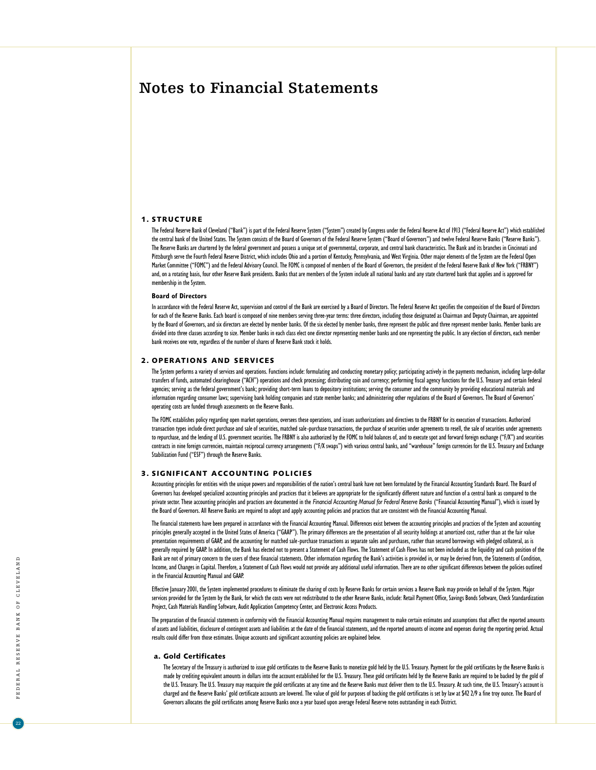# Notes to Financial Statements

## 1. STRUCTURE

The Federal Reserve Bank of Cleveland ("Bank") is part of the Federal Reserve System ("System") created by Congress under the Federal Reserve Act of 1913 ("Federal Reserve Act") which established the central bank of the United States. The System consists of the Board of Governors of the Federal Reserve System ("Board of Governors") and twelve Federal Reserve Banks ("Reserve Banks"). The Reserve Banks are chartered by the federal government and possess a unique set of governmental, corporate, and central bank characteristics. The Bank and its branches in Cincinnati and Pittsburgh serve the Fourth Federal Reserve District, which includes Ohio and a portion of Kentucky, Pennsylvania, and West Virginia. Other major elements of the System are the Federal Open Market Committee ("FOMC") and the Federal Advisory Council. The FOMC is composed of members of the Board of Governors, the president of the Federal Reserve Bank of New York ("FRBNY") and, on a rotating basis, four other Reserve Bank presidents. Banks that are members of the System include all national banks and any state chartered bank that applies and is approved for membership in the System.

### Board of Directors

In accordance with the Federal Reserve Act, supervision and control of the Bank are exercised by a Board of Directors. The Federal Reserve Act specifies the composition of the Board of Directors for each of the Reserve Banks. Each board is composed of nine members serving three-year terms: three directors, including those designated as Chairman and Deputy Chairman, are appointed by the Board of Governors, and six directors are elected by member banks. Of the six elected by member banks, three represent the public and three represent member banks. Member banks are divided into three classes according to size. Member banks in each class elect one director representing member banks and one representing the public. In any election of directors, each member bank receives one vote, regardless of the number of shares of Reserve Bank stock it holds.

## 2. OPERATIONS AND SERVICES

The System performs a variety of services and operations. Functions include: formulating and conducting monetary policy; participating actively in the payments mechanism, including large-dollar transfers of funds, automated clearinghouse ("ACH") operations and check processing; distributing coin and currency; performing fiscal agency functions for the U.S. Treasury and certain federal agencies; serving as the federal government's bank; providing short-term loans to depository institutions; serving the consumer and the community by providing educational materials and information regarding consumer laws; supervising bank holding companies and state member banks; and administering other regulations of the Board of Governors. The Board of Governors' operating costs are funded through assessments on the Reserve Banks.

The FOMC establishes policy regarding open market operations, oversees these operations, and issues authorizations and directives to the FRBNY for its execution of transactions. Authorized transaction types include direct purchase and sale of securities, matched sale-purchase transactions, the purchase of securities under agreements to resell, the sale of securities under agreements to repurchase, and the lending of U.S. government securities. The FRBNY is also authorized by the FOMC to hold balances of, and to execute spot and forward foreign exchange ("F/X") and securities contracts in nine foreign currencies, maintain reciprocal currency arrangements ("F/X swaps") with various central banks, and "warehouse" foreign currencies for the U.S. Treasury and Exchange Stabilization Fund ("ESF") through the Reserve Banks.

## 3. SIGNIFICANT ACCOUNTING POLICIES

Accounting principles for entities with the unique powers and responsibilities of the nation's central bank have not been formulated by the Financial Accounting Standards Board. The Board of Governors has developed specialized accounting principles and practices that it believes are appropriate for the significantly different nature and function of a central bank as compared to the private sector. These accounting principles and practices are documented in the *Financial Accounting Manual for Federal Reserve Banks* ("Financial Accounting Manual"), which is issued by the Board of Governors. All Reserve Banks are required to adopt and apply accounting policies and practices that are consistent with the Financial Accounting Manual.

The financial statements have been prepared in accordance with the Financial Accounting Manual. Differences exist between the accounting principles and practices of the System and accounting principles generally accepted in the United States of America ("GAAP"). The primary differences are the presentation of all security holdings at amortized cost, rather than at the fair value presentation requirements of GAAP, and the accounting for matched sale-purchase transactions as separate sales and purchases, rather than secured borrowings with pledged collateral, as is generally required by GAAP. In addition, the Bank has elected not to present a Statement of Cash Flows. The Statement of Cash Flows has not been included as the liquidity and cash position of the Bank are not of primary concern to the users of these financial statements. Other information regarding the Bank's activities is provided in, or may be derived from, the Statements of Condition, Income, and Changes in Capital. Therefore, a Statement of Cash Flows would not provide any additional useful information. There are no other significant differences between the policies outlined in the Financial Accounting Manual and GAAP.

Effective January 2001, the System implemented procedures to eliminate the sharing of costs by Reserve Banks for certain services a Reserve Bank may provide on behalf of the System. Major services provided for the System by the Bank, for which the costs were not redistributed to the other Reserve Banks, include: Retail Payment Office, Savings Bonds Software, Check Standardization Project, Cash Materials Handling Software, Audit Application Competency Center, and Electronic Access Products.

The preparation of the financial statements in conformity with the Financial Accounting Manual requires management to make certain estimates and assumptions that affect the reported amounts of assets and liabilities, disclosure of contingent assets and liabilities at the date of the financial statements, and the reported amounts of income and expenses during the reporting period. Actual results could differ from those estimates. Unique accounts and significant accounting policies are explained below.

### a. Gold Certificates

The Secretary of the Treasury is authorized to issue gold certificates to the Reserve Banks to monetize gold held by the U.S. Treasury. Payment for the gold certificates by the Reserve Banks is made by crediting equivalent amounts in dollars into the account established for the U.S. Treasury. These gold certificates held by the Reserve Banks are required to be backed by the gold of the U.S. Treasury. The U.S. Treasury may reacquire the gold certificates at any time and the Reserve Banks must deliver them to the U.S. Treasury. At such time, the U.S. Treasury's account is charged and the Reserve Banks' gold certificate accounts are lowered. The value of gold for purposes of backing the gold certificates is set by law at $42 2/9 a fine troy ounce. The Board of Governors allocates the gold certificates among Reserve Banks once a year based upon average Federal Reserve notes outstanding in each District.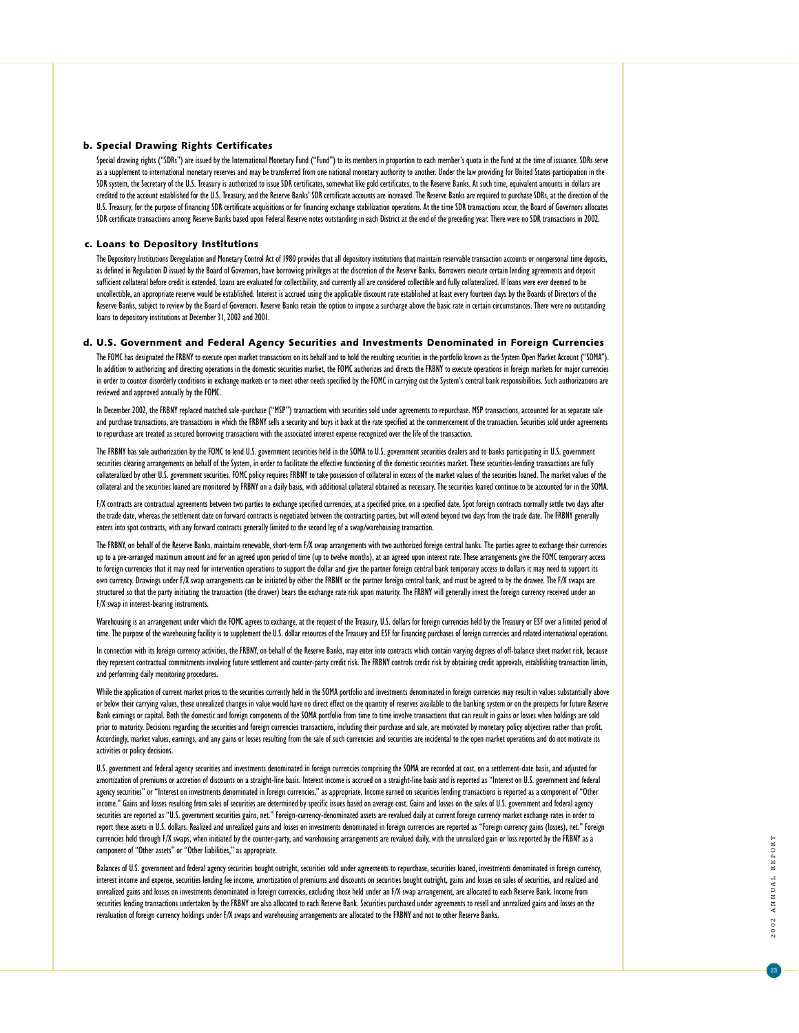### b. Special Drawing Rights Certificates

Special drawing rights ("SDRs") are issued by the International Monetary Fund ("Fund") to its members in proportion to each member's quota in the Fund at the time of issuance. SDRs serve as a supplement to international monetary reserves and may be transferred from one national monetary authority to another. Under the law providing for United States participation in the SDR system, the Secretary of the U.S. Treasury is authorized to issue SDR certificates, somewhat like gold certificates, to the Reserve Banks. At such time, equivalent amounts in dollars are credited to the account established for the U.S. Treasury, and the Reserve Banks' SDR certificate accounts are increased. The Reserve Banks are required to purchase SDRs, at the direction of the U.S. Treasury, for the purpose of financing SDR certificate acquisitions or for financing exchange stabilization operations. At the time SDR transactions occur, the Board of Governors allocates SDR certificate transactions among Reserve Banks based upon Federal Reserve notes outstanding in each District at the end of the preceding year. There were no SDR transactions in 2002.

### c. Loans to Depository Institutions

The Depository Institutions Deregulation and Monetary Control Act of 1980 provides that all depository institutions that maintain reservable transaction accounts or nonpersonal time deposits, as defined in Regulation D issued by the Board of Governors, have borrowing privileges at the discretion of the Reserve Banks. Borrowers execute certain lending agreements and deposit sufficient collateral before credit is extended. Loans are evaluated for collectibility, and currently all are considered collectible and fully collateralized. If loans were ever deemed to be uncollectible, an appropriate reserve would be established. Interest is accrued using the applicable discount rate established at least every fourteen days by the Boards of Directors of the Reserve Banks, subject to review by the Board of Governors. Reserve Banks retain the option to impose a surcharge above the basic rate in certain circumstances. There were no outstanding loans to depository institutions at December 31, 2002 and 2001.

### d. U.S. Government and Federal Agency Securities and Investments Denominated in Foreign Currencies

The FOMC has designated the FRBNY to execute open market transactions on its behalf and to hold the resulting securities in the portfolio known as the System Open Market Account ("SOMA"). In addition to authorizing and directing operations in the domestic securities market, the FOMC authorizes and directs the FRBNY to execute operations in foreign markets for major currencies in order to counter disorderly conditions in exchange markets or to meet other needs specified by the FOMC in carrying out the System's central bank responsibilities. Such authorizations are reviewed and approved annually by the FOMC.

In December 2002, the FRBNY replaced matched sale-purchase ("MSP") transactions with securities sold under agreements to repurchase. MSP transactions, accounted for as separate sale and purchase transactions, are transactions in which the FRBNY sells a security and buys it back at the rate specified at the commencement of the transaction. Securities sold under agreements to repurchase are treated as secured borrowing transactions with the associated interest expense recognized over the life of the transaction.

The FRBNY has sole authorization by the FOMC to lend U.S. government securities held in the SOMA to U.S. government securities dealers and to banks participating in U.S. government securities clearing arrangements on behalf of the System, in order to facilitate the effective functioning of the domestic securities market. These securities-lending transactions are fully collateralized by other U.S. government securities. FOMC policy requires FRBNY to take possession of collateral in excess of the market values of the securities loaned. The market values of the collateral and the securities loaned are monitored by FRBNY on a daily basis, with additional collateral obtained as necessary. The securities loaned continue to be accounted for in the SOMA.

F/X contracts are contractual agreements between two parties to exchange specified currencies, at a specified price, on a specified date. Spot foreign contracts normally settle two days after the trade date, whereas the settlement date on forward contracts is negotiated between the contracting parties, but will extend beyond two days from the trade date. The FRBNY generally enters into spot contracts, with any forward contracts generally limited to the second leg of a swap/warehousing transaction.

The FRBNY, on behalf of the Reserve Banks, maintains renewable, short-term F/X swap arrangements with two authorized foreign central banks. The parties agree to exchange their currencies up to a pre-arranged maximum amount and for an agreed upon period of time (up to twelve months), at an agreed upon interest rate. These arrangements give the FOMC temporary access to foreign currencies that it may need for intervention operations to support the dollar and give the partner foreign central bank temporary access to dollars it may need to support its own currency. Drawings under F/X swap arrangements can be initiated by either the FRBNY or the partner foreign central bank, and must be agreed to by the drawee. The F/X swaps are structured so that the party initiating the transaction (the drawer) bears the exchange rate risk upon maturity. The FRBNY will generally invest the foreign currency received under an F/X swap in interest-bearing instruments.

Warehousing is an arrangement under which the FOMC agrees to exchange, at the request of the Treasury, U.S. dollars for foreign currencies held by the Treasury or ESF over a limited period of time. The purpose of the warehousing facility is to supplement the U.S. dollar resources of the Treasury and ESF for financing purchases of foreign currencies and related international operations.

In connection with its foreign currency activities, the FRBNY, on behalf of the Reserve Banks, may enter into contracts which contain varying degrees of off-balance sheet market risk, because they represent contractual commitments involving future settlement and counter-party credit risk. The FRBNY controls credit risk by obtaining credit approvals, establishing transaction limits, and performing daily monitoring procedures.

While the application of current market prices to the securities currently held in the SOMA portfolio and investments denominated in foreign currencies may result in values substantially above or below their carrying values, these unrealized changes in value would have no direct effect on the quantity of reserves available to the banking system or on the prospects for future Reserve Bank earnings or capital. Both the domestic and foreign components of the SOMA portfolio from time to time involve transactions that can result in gains or losses when holdings are sold prior to maturity. Decisions regarding the securities and foreign currencies transactions, including their purchase and sale, are motivated by monetary policy objectives rather than profit. Accordingly, market values, earnings, and any gains or losses resulting from the sale of such currencies and securities are incidental to the open market operations and do not motivate its activities or policy decisions.

U.S. government and federal agency securities and investments denominated in foreign currencies comprising the SOMA are recorded at cost, on a settlement-date basis, and adjusted for amortization of premiums or accretion of discounts on a straight-line basis. Interest income is accrued on a straight-line basis and is reported as "Interest on U.S. government and federal agency securities" or "Interest on investments denominated in foreign currencies," as appropriate. Income earned on securities lending transactions is reported as a component of "Other income." Gains and losses resulting from sales of securities are determined by specific issues based on average cost. Gains and losses on the sales of U.S. government and federal agency securities are reported as "U.S. government securities gains, net." Foreign-currency-denominated assets are revalued daily at current foreign currency market exchange rates in order to report these assets in U.S. dollars. Realized and unrealized gains and losses on investments denominated in foreign currencies are reported as "Foreign currency gains (losses), net." Foreign currencies held through F/X swaps, when initiated by the counter-party, and warehousing arrangements are revalued daily, with the unrealized gain or loss reported by the FRBNY as a component of "Other assets" or "Other liabilities," as appropriate.

Balances of U.S. government and federal agency securities bought outright, securities sold under agreements to repurchase, securities loaned, investments denominated in foreign currency, interest income and expense, securities lending fee income, amortization of premiums and discounts on securities bought outright, gains and losses on sales of securities, and realized and unrealized gains and losses on investments denominated in foreign currencies, excluding those held under an F/X swap arrangement, are allocated to each Reserve Bank. Income from securities lending transactions undertaken by the FRBNY are also allocated to each Reserve Bank. Securities purchased under agreements to resell and unrealized gains and losses on the revaluation of foreign currency holdings under F/X swaps and warehousing arrangements are allocated to the FRBNY and not to other Reserve Banks.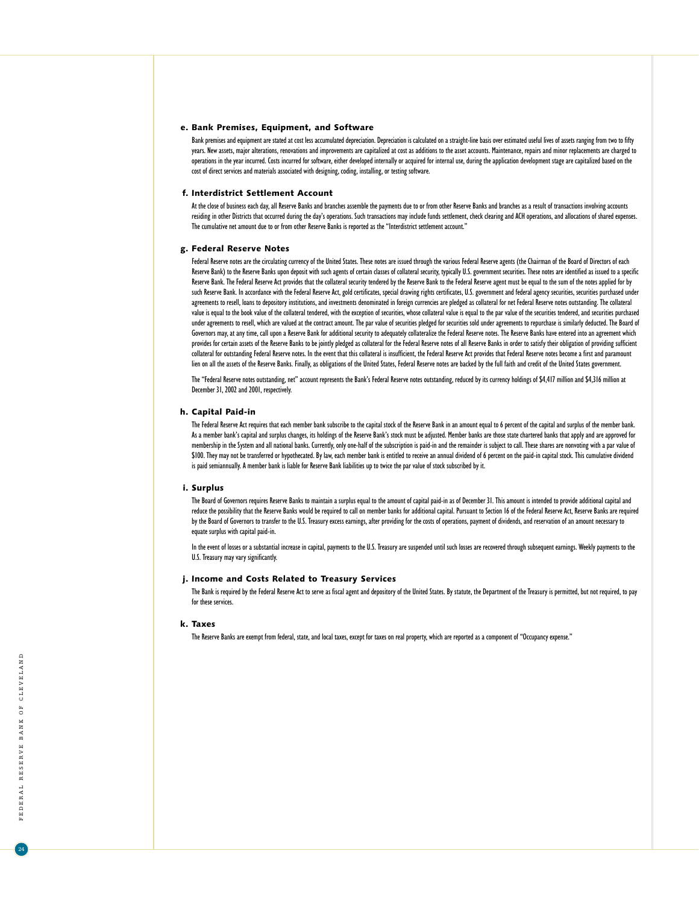### e. Bank Premises, Equipment, and Software

Bank premises and equipment are stated at cost less accumulated depreciation. Depreciation is calculated on a straight-line basis over estimated useful lives of assets ranging from two to fifty years. New assets, major alterations, renovations and improvements are capitalized at cost as additions to the asset accounts. Maintenance, repairs and minor replacements are charged to operations in the year incurred. Costs incurred for software, either developed internally or acquired for internal use, during the application development stage are capitalized based on the cost of direct services and materials associated with designing, coding, installing, or testing software.

### f. Interdistrict Settlement Account

At the close of business each day, all Reserve Banks and branches assemble the payments due to or from other Reserve Banks and branches as a result of transactions involving accounts residing in other Districts that occurred during the day's operations. Such transactions may include funds settlement, check clearing and ACH operations, and allocations of shared expenses. The cumulative net amount due to or from other Reserve Banks is reported as the "Interdistrict settlement account."

### g. Federal Reserve Notes

Federal Reserve notes are the circulating currency of the United States. These notes are issued through the various Federal Reserve agents (the Chairman of the Board of Directors of each Reserve Bank) to the Reserve Banks upon deposit with such agents of certain classes of collateral security, typically U.S. government securities. These notes are identified as issued to a specific Reserve Bank. The Federal Reserve Act provides that the collateral security tendered by the Reserve Bank to the Federal Reserve agent must be equal to the sum of the notes applied for by such Reserve Bank. In accordance with the Federal Reserve Act, gold certificates, special drawing rights certificates, U.S. government and federal agency securities, securities purchased under agreements to resell, loans to depository institutions, and investments denominated in foreign currencies are pledged as collateral for net Federal Reserve notes outstanding. The collateral value is equal to the book value of the collateral tendered, with the exception of securities, whose collateral value is equal to the par value of the securities tendered, and securities purchased under agreements to resell, which are valued at the contract amount. The par value of securities pledged for securities sold under agreements to repurchase is similarly deducted. The Board of Governors may, at any time, call upon a Reserve Bank for additional security to adequately collateralize the Federal Reserve notes. The Reserve Banks have entered into an agreement which provides for certain assets of the Reserve Banks to be jointly pledged as collateral for the Federal Reserve notes of all Reserve Banks in order to satisfy their obligation of providing sufficient collateral for outstanding Federal Reserve notes. In the event that this collateral is insufficient, the Federal Reserve Act provides that Federal Reserve notes become a first and paramount lien on all the assets of the Reserve Banks. Finally, as obligations of the United States, Federal Reserve notes are backed by the full faith and credit of the United States government.

The "Federal Reserve notes outstanding, net" account represents the Bank's Federal Reserve notes outstanding, reduced by its currency holdings of $4,417 million and $4,316 million at December 31, 2002 and 2001, respectively.

### h. Capital Paid-in

The Federal Reserve Act requires that each member bank subscribe to the capital stock of the Reserve Bank in an amount equal to 6 percent of the capital and surplus of the member bank. As a member bank's capital and surplus changes, its holdings of the Reserve Bank's stock must be adjusted. Member banks are those state chartered banks that apply and are approved for membership in the System and all national banks. Currently, only one-half of the subscription is paid-in and the remainder is subject to call. These shares are nonvoting with a par value of $100. They may not be transferred or hypothecated. By law, each member bank is entitled to receive an annual dividend of 6 percent on the paid-in capital stock. This cumulative dividend is paid semiannually. A member bank is liable for Reserve Bank liabilities up to twice the par value of stock subscribed by it.

### i. Surplus

The Board of Governors requires Reserve Banks to maintain a surplus equal to the amount of capital paid-in as of December 31. This amount is intended to provide additional capital and reduce the possibility that the Reserve Banks would be required to call on member banks for additional capital. Pursuant to Section 16 of the Federal Reserve Act, Reserve Banks are required by the Board of Governors to transfer to the U.S. Treasury excess earnings, after providing for the costs of operations, payment of dividends, and reservation of an amount necessary to equate surplus with capital paid-in.

In the event of losses or a substantial increase in capital, payments to the U.S. Treasury are suspended until such losses are recovered through subsequent earnings. Weekly payments to the U.S. Treasury may vary significantly.

### j. Income and Costs Related to Treasury Services

The Bank is required by the Federal Reserve Act to serve as fiscal agent and depository of the United States. By statute, the Department of the Treasury is permitted, but not required, to pay for these services.

### k. Taxes

The Reserve Banks are exempt from federal, state, and local taxes, except for taxes on real property, which are reported as a component of "Occupancy expense."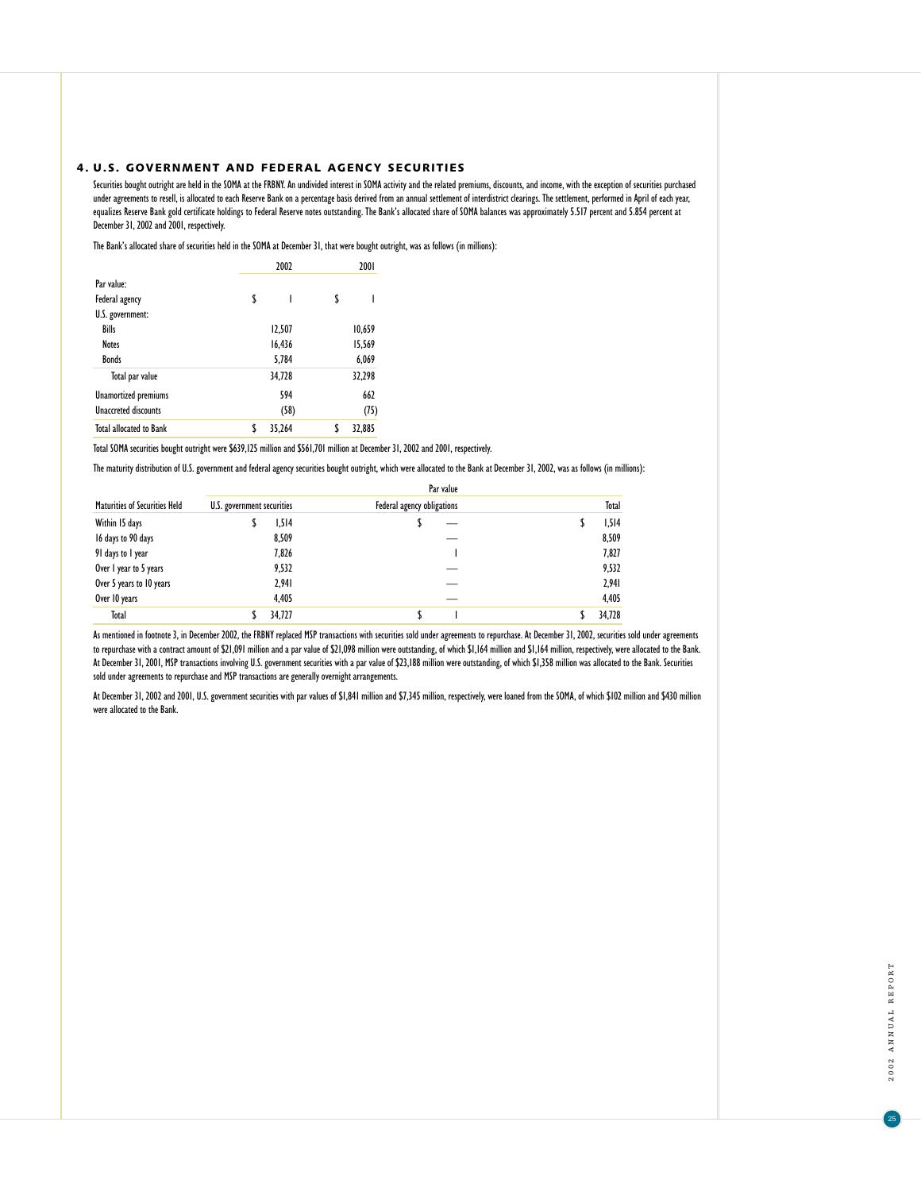## 4. U.S. GOVERNMENT AND FEDERAL AGENCY SECURITIES

Securities bought outright are held in the SOMA at the FRBNY. An undivided interest in SOMA activity and the related premiums, discounts, and income, with the exception of securities purchased under agreements to resell, is allocated to each Reserve Bank on a percentage basis derived from an annual settlement of interdistrict clearings. The settlement, performed in April of each year, equalizes Reserve Bank gold certificate holdings to Federal Reserve notes outstanding. The Bank's allocated share of SOMA balances was approximately 5.517 percent and 5.854 percent at December 31, 2002 and 2001, respectively.

The Bank's allocated share of securities held in the SOMA at December 31, that were bought outright, was as follows (in millions):

| | 2002 | 2001 |
|---|---|---|
| Par value: | | |
| Federal agency | $ 1 | $ 1 |
| U.S. government: | | |
| Bills | 12,507 | 10,659 |
| Notes | 16,436 | 15,569 |
| Bonds | 5,784 | 6,069 |
| Total par value | 34,728 | 32,298 |
| Unamortized premiums | 594 | 662 |
| Unaccreted discounts | (58) | (75) |
| Total allocated to Bank | $ 35,264 | $ 32,885 |

Total SOMA securities bought outright were $639,125 million and $561,701 million at December 31, 2002 and 2001, respectively.

The maturity distribution of U.S. government and federal agency securities bought outright, which were allocated to the Bank at December 31, 2002, was as follows (in millions):

| | Par value | | |
|---|---|---|---|
| Maturities of Securities Held | U.S. government securities | Federal agency obligations | Total |
| Within 15 days | $ 1,514 | $ — | $ 1,514 |
| 16 days to 90 days | 8,509 | — | 8,509 |
| 91 days to 1 year | 7,826 | 1 | 7,827 |
| Over 1 year to 5 years | 9,532 | — | 9,532 |
| Over 5 years to 10 years | 2,941 | — | 2,941 |
| Over 10 years | 4,405 | — | 4,405 |
| Total | $ 34,727 | $ 1 | $ 34,728 |

As mentioned in footnote 3, in December 2002, the FRBNY replaced MSP transactions with securities sold under agreements to repurchase. At December 31, 2002, securities sold under agreements to repurchase with a contract amount of $21,091 million and a par value of $21,098 million were outstanding, of which $1,164 million and $1,164 million, respectively, were allocated to the Bank. At December 31, 2001, MSP transactions involving U.S. government securities with a par value of $23,188 million were outstanding, of which $1,358 million was allocated to the Bank. Securities sold under agreements to repurchase and MSP transactions are generally overnight arrangements.

At December 31, 2002 and 2001, U.S. government securities with par values of $1,841 million and $7,345 million, respectively, were loaned from the SOMA, of which $102 million and $430 million were allocated to the Bank.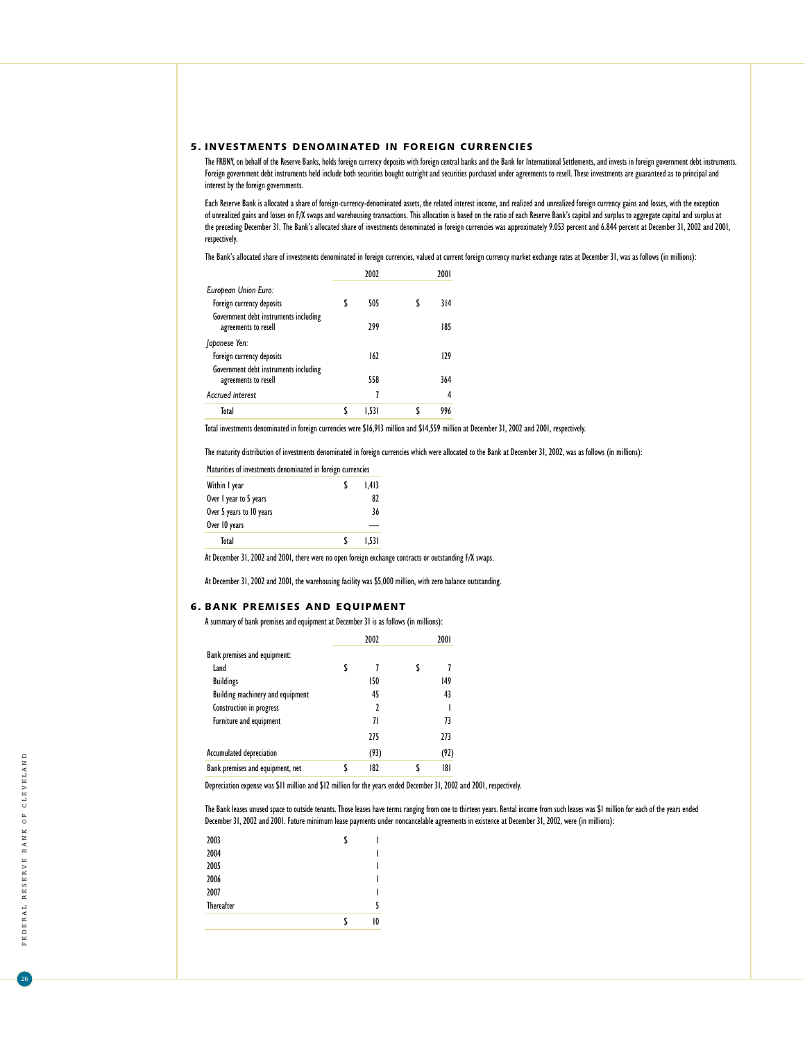## 5. INVESTMENTS DENOMINATED IN FOREIGN CURRENCIES

The FRBNY, on behalf of the Reserve Banks, holds foreign currency deposits with foreign central banks and the Bank for International Settlements, and invests in foreign government debt instruments. Foreign government debt instruments held include both securities bought outright and securities purchased under agreements to resell. These investments are guaranteed as to principal and interest by the foreign governments.

Each Reserve Bank is allocated a share of foreign-currency-denominated assets, the related interest income, and realized and unrealized foreign currency gains and losses, with the exception of unrealized gains and losses on F/X swaps and warehousing transactions. This allocation is based on the ratio of each Reserve Bank's capital and surplus to aggregate capital and surplus at the preceding December 31. The Bank's allocated share of investments denominated in foreign currencies was approximately 9.053 percent and 6.844 percent at December 31, 2002 and 2001, respectively.

The Bank's allocated share of investments denominated in foreign currencies, valued at current foreign currency market exchange rates at December 31, was as follows (in millions):

| | 2002 | 2001 |
|---|---|---|
| *European Union Euro:* | | |
| Foreign currency deposits | $ 505 | $ 314 |
| Government debt instruments including agreements to resell | 299 | 185 |
| *Japanese Yen:* | | |
| Foreign currency deposits | 162 | 129 |
| Government debt instruments including agreements to resell | 558 | 364 |
| *Accrued interest* | 7 | 4 |
| Total | $ 1,531 | $ 996 |

Total investments denominated in foreign currencies were $16,913 million and $14,559 million at December 31, 2002 and 2001, respectively.

The maturity distribution of investments denominated in foreign currencies which were allocated to the Bank at December 31, 2002, was as follows (in millions):

| Maturities of investments denominated in foreign currencies | |
|---|---|
| Within 1 year | $ 1,413 |
| Over 1 year to 5 years | 82 |
| Over 5 years to 10 years | 36 |
| Over 10 years | — |
| Total | $ 1,531 |

At December 31, 2002 and 2001, there were no open foreign exchange contracts or outstanding F/X swaps.

At December 31, 2002 and 2001, the warehousing facility was $5,000 million, with zero balance outstanding.

## 6. BANK PREMISES AND EQUIPMENT

A summary of bank premises and equipment at December 31 is as follows (in millions):

| | 2002 | 2001 |
|---|---|---|
| Bank premises and equipment: | | |
| Land | $ 7 | $ 7 |
| Buildings | 150 | 149 |
| Building machinery and equipment | 45 | 43 |
| Construction in progress | 2 | 1 |
| Furniture and equipment | 71 | 73 |
| | 275 | 273 |
| Accumulated depreciation | (93) | (92) |
| Bank premises and equipment, net | $ 182 | $ 181 |

Depreciation expense was $11 million and $12 million for the years ended December 31, 2002 and 2001, respectively.

The Bank leases unused space to outside tenants. Those leases have terms ranging from one to thirteen years. Rental income from such leases was $1 million for each of the years ended December 31, 2002 and 2001. Future minimum lease payments under noncancelable agreements in existence at December 31, 2002, were (in millions):

| | |
|---|---|
| 2003 | $ 1 |
| 2004 | 1 |
| 2005 | 1 |
| 2006 | 1 |
| 2007 | 1 |
| Thereafter | 5 |
| | $ 10 |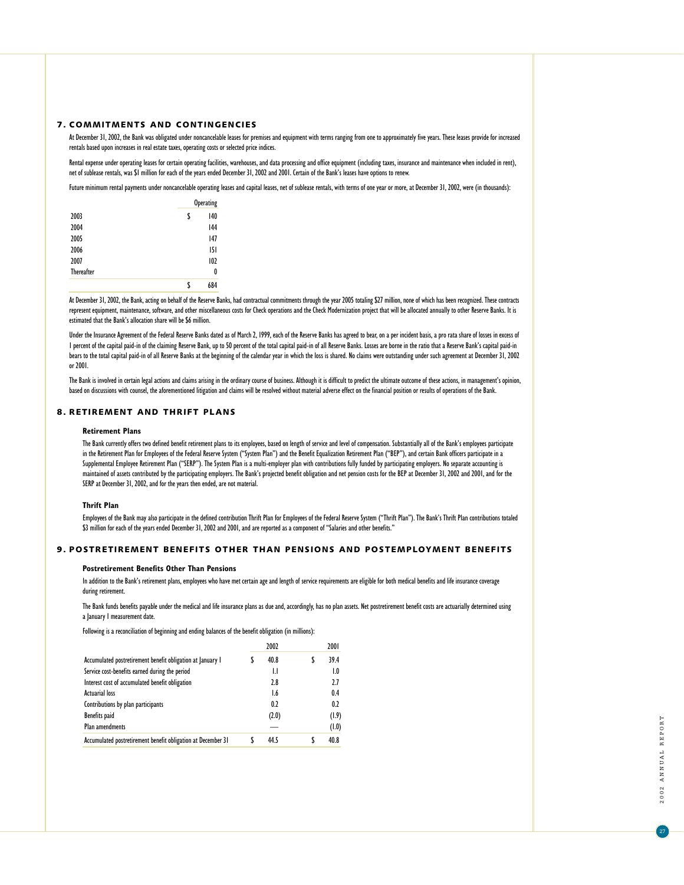## 7. COMMITMENTS AND CONTINGENCIES

At December 31, 2002, the Bank was obligated under noncancelable leases for premises and equipment with terms ranging from one to approximately five years. These leases provide for increased rentals based upon increases in real estate taxes, operating costs or selected price indices.

Rental expense under operating leases for certain operating facilities, warehouses, and data processing and office equipment (including taxes, insurance and maintenance when included in rent), net of sublease rentals, was $1 million for each of the years ended December 31, 2002 and 2001. Certain of the Bank's leases have options to renew.

Future minimum rental payments under noncancelable operating leases and capital leases, net of sublease rentals, with terms of one year or more, at December 31, 2002, were (in thousands):

| | Operating |
|---|---|
| 2003 | $ 140 |
| 2004 | 144 |
| 2005 | 147 |
| 2006 | 151 |
| 2007 | 102 |
| Thereafter | 0 |
| | $ 684 |

At December 31, 2002, the Bank, acting on behalf of the Reserve Banks, had contractual commitments through the year 2005 totaling $27 million, none of which has been recognized. These contracts represent equipment, maintenance, software, and other miscellaneous costs for Check operations and the Check Modernization project that will be allocated annually to other Reserve Banks. It is estimated that the Bank's allocation share will be $6 million.

Under the Insurance Agreement of the Federal Reserve Banks dated as of March 2, 1999, each of the Reserve Banks has agreed to bear, on a per incident basis, a pro rata share of losses in excess of 1 percent of the capital paid-in of the claiming Reserve Bank, up to 50 percent of the total capital paid-in of all Reserve Banks. Losses are borne in the ratio that a Reserve Bank's capital paid-in bears to the total capital paid-in of all Reserve Banks at the beginning of the calendar year in which the loss is shared. No claims were outstanding under such agreement at December 31, 2002 or 2001.

The Bank is involved in certain legal actions and claims arising in the ordinary course of business. Although it is difficult to predict the ultimate outcome of these actions, in management's opinion, based on discussions with counsel, the aforementioned litigation and claims will be resolved without material adverse effect on the financial position or results of operations of the Bank.

## 8. RETIREMENT AND THRIFT PLANS

### Retirement Plans

The Bank currently offers two defined benefit retirement plans to its employees, based on length of service and level of compensation. Substantially all of the Bank's employees participate in the Retirement Plan for Employees of the Federal Reserve System ("System Plan") and the Benefit Equalization Retirement Plan ("BEP"), and certain Bank officers participate in a Supplemental Employee Retirement Plan ("SERP"). The System Plan is a multi-employer plan with contributions fully funded by participating employers. No separate accounting is maintained of assets contributed by the participating employers. The Bank's projected benefit obligation and net pension costs for the BEP at December 31, 2002 and 2001, and for the SERP at December 31, 2002, and for the years then ended, are not material.

### Thrift Plan

Employees of the Bank may also participate in the defined contribution Thrift Plan for Employees of the Federal Reserve System ("Thrift Plan"). The Bank's Thrift Plan contributions totaled $3 million for each of the years ended December 31, 2002 and 2001, and are reported as a component of "Salaries and other benefits."

## 9. POSTRETIREMENT BENEFITS OTHER THAN PENSIONS AND POSTEMPLOYMENT BENEFITS

### Postretirement Benefits Other Than Pensions

In addition to the Bank's retirement plans, employees who have met certain age and length of service requirements are eligible for both medical benefits and life insurance coverage during retirement.

The Bank funds benefits payable under the medical and life insurance plans as due and, accordingly, has no plan assets. Net postretirement benefit costs are actuarially determined using a January 1 measurement date.

Following is a reconciliation of beginning and ending balances of the benefit obligation (in millions):

| | 2002 | 2001 |
|---|---|---|
| Accumulated postretirement benefit obligation at January 1 | $ 40.8 | $ 39.4 |
| Service cost-benefits earned during the period | 1.1 | 1.0 |
| Interest cost of accumulated benefit obligation | 2.8 | 2.7 |
| Actuarial loss | 1.6 | 0.4 |
| Contributions by plan participants | 0.2 | 0.2 |
| Benefits paid | (2.0) | (1.9) |
| Plan amendments | — | (1.0) |
| Accumulated postretirement benefit obligation at December 31 | $ 44.5 | $ 40.8 |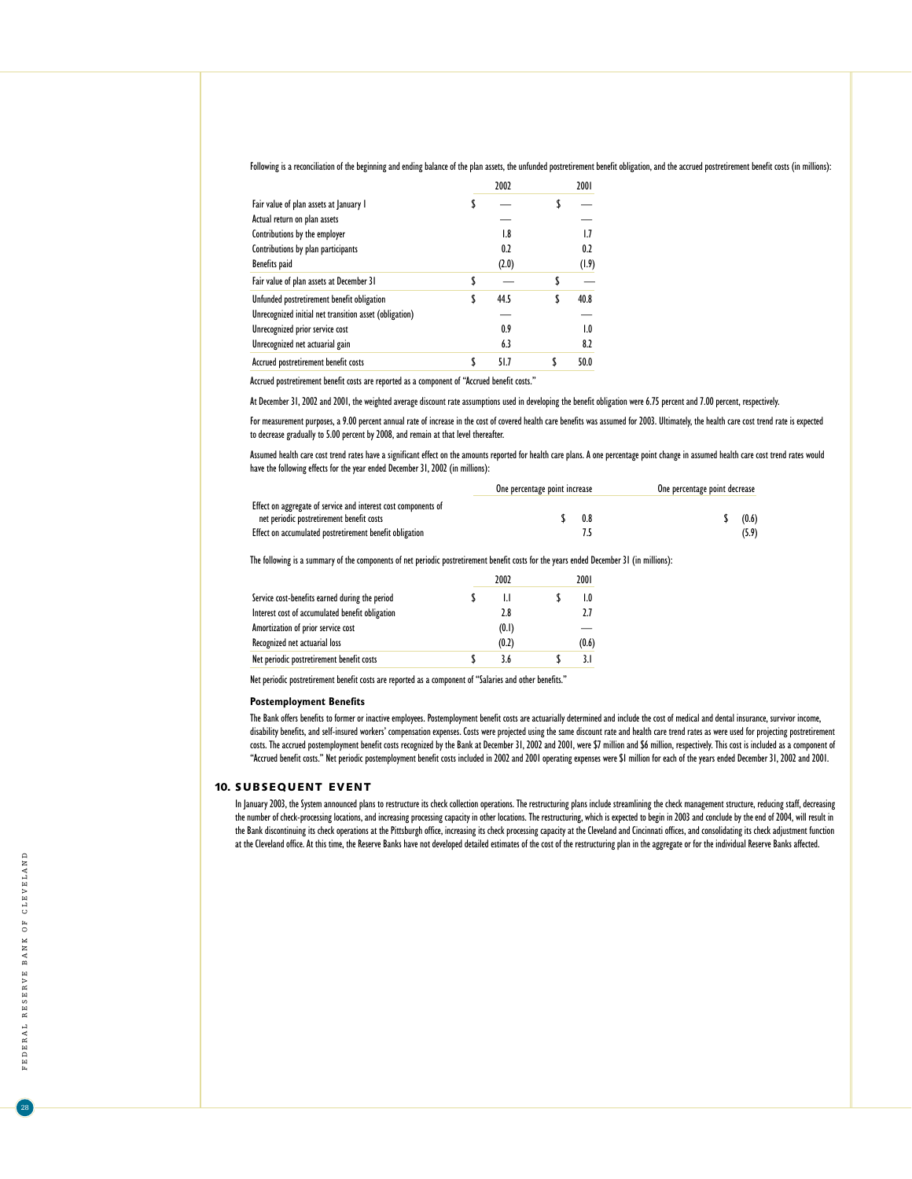Following is a reconciliation of the beginning and ending balance of the plan assets, the unfunded postretirement benefit obligation, and the accrued postretirement benefit costs (in millions):

| | 2002 | 2001 |
|---|---|---|
| Fair value of plan assets at January 1 | $ — | $ — |
| Actual return on plan assets | — | — |
| Contributions by the employer | 1.8 | 1.7 |
| Contributions by plan participants | 0.2 | 0.2 |
| Benefits paid | (2.0) | (1.9) |
| Fair value of plan assets at December 31 | $ — | $ — |
| Unfunded postretirement benefit obligation | $ 44.5 | $ 40.8 |
| Unrecognized initial net transition asset (obligation) | — | — |
| Unrecognized prior service cost | 0.9 | 1.0 |
| Unrecognized net actuarial gain | 6.3 | 8.2 |
| Accrued postretirement benefit costs | $ 51.7 | $ 50.0 |

Accrued postretirement benefit costs are reported as a component of "Accrued benefit costs."

At December 31, 2002 and 2001, the weighted average discount rate assumptions used in developing the benefit obligation were 6.75 percent and 7.00 percent, respectively.

For measurement purposes, a 9.00 percent annual rate of increase in the cost of covered health care benefits was assumed for 2003. Ultimately, the health care cost trend rate is expected to decrease gradually to 5.00 percent by 2008, and remain at that level thereafter.

Assumed health care cost trend rates have a significant effect on the amounts reported for health care plans. A one percentage point change in assumed health care cost trend rates would have the following effects for the year ended December 31, 2002 (in millions):

| | One percentage point increase | One percentage point decrease |
|---|---|---|
| Effect on aggregate of service and interest cost components of net periodic postretirement benefit costs | $ 0.8 | $ (0.6) |
| Effect on accumulated postretirement benefit obligation | 7.5 | (5.9) |

The following is a summary of the components of net periodic postretirement benefit costs for the years ended December 31 (in millions):

| | 2002 | 2001 |
|---|---|---|
| Service cost-benefits earned during the period | $ 1.1 | $ 1.0 |
| Interest cost of accumulated benefit obligation | 2.8 | 2.7 |
| Amortization of prior service cost | (0.1) | — |
| Recognized net actuarial loss | (0.2) | (0.6) |
| Net periodic postretirement benefit costs | $ 3.6 | $ 3.1 |

Net periodic postretirement benefit costs are reported as a component of "Salaries and other benefits."

**Postemployment Benefits**

The Bank offers benefits to former or inactive employees. Postemployment benefit costs are actuarially determined and include the cost of medical and dental insurance, survivor income, disability benefits, and self-insured workers' compensation expenses. Costs were projected using the same discount rate and health care trend rates as were used for projecting postretirement costs. The accrued postemployment benefit costs recognized by the Bank at December 31, 2002 and 2001, were $7 million and $6 million, respectively. This cost is included as a component of "Accrued benefit costs." Net periodic postemployment benefit costs included in 2002 and 2001 operating expenses were $1 million for each of the years ended December 31, 2002 and 2001.

## 10. SUBSEQUENT EVENT

In January 2003, the System announced plans to restructure its check collection operations. The restructuring plans include streamlining the check management structure, reducing staff, decreasing the number of check-processing locations, and increasing processing capacity in other locations. The restructuring, which is expected to begin in 2003 and conclude by the end of 2004, will result in the Bank discontinuing its check operations at the Pittsburgh office, increasing its check processing capacity at the Cleveland and Cincinnati offices, and consolidating its check adjustment function at the Cleveland office. At this time, the Reserve Banks have not developed detailed estimates of the cost of the restructuring plan in the aggregate or for the individual Reserve Banks affected.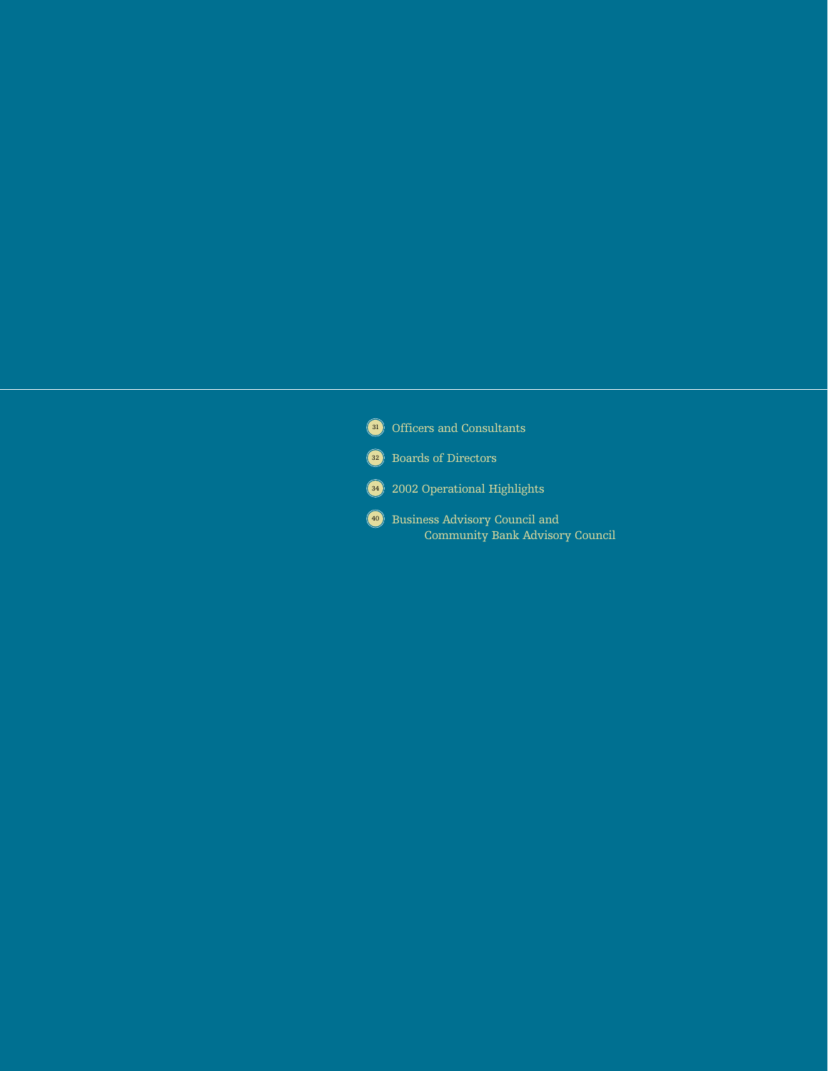- 31 Officers and Consultants
- 32 Boards of Directors
- 34 2002 Operational Highlights
- 40 Business Advisory Council and Community Bank Advisory Council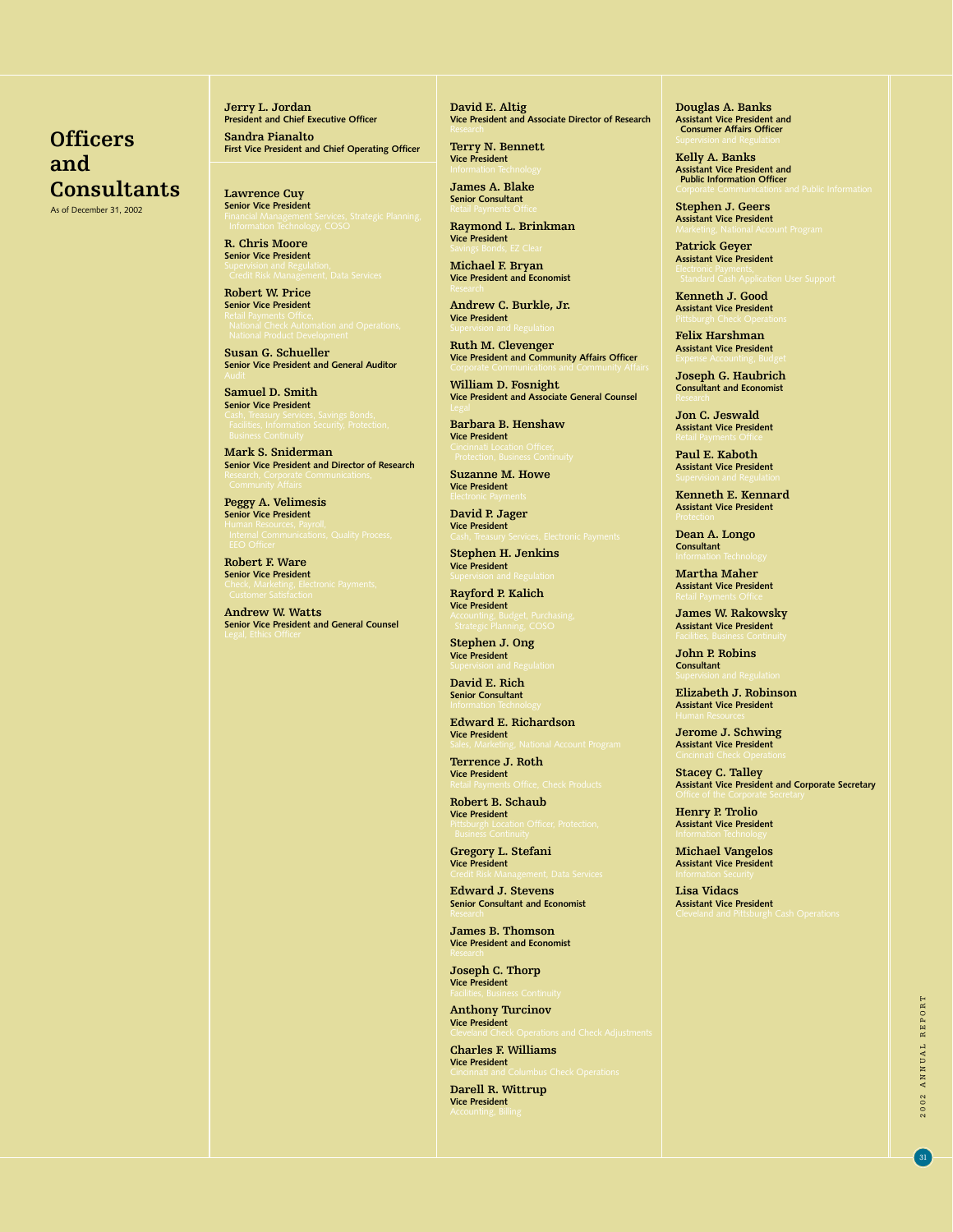# Officers and Consultants

As of December 31, 2002

**Jerry L. Jordan**
President and Chief Executive Officer

**Sandra Pianalto**
First Vice President and Chief Operating Officer

**Lawrence Cuy**
Senior Vice President
Financial Management Services, Strategic Planning, Information Technology, COSO

**R. Chris Moore**
Senior Vice President
Supervision and Regulation, Credit Risk Management, Data Services

**Robert W. Price**
Senior Vice President
Retail Payments Office, National Check Automation and Operations, National Product Development

**Susan G. Schueller**
Senior Vice President and General Auditor
Audit

**Samuel D. Smith**
Senior Vice President
Cash, Treasury Services, Savings Bonds, Facilities, Information Security, Protection, Business Continuity

**Mark S. Sniderman**
Senior Vice President and Director of Research
Research, Corporate Communications, Community Affairs

**Peggy A. Velimesis**
Senior Vice President
Human Resources, Payroll, Internal Communications, Quality Process, EEO Officer

**Robert F. Ware**
Senior Vice President
Check, Marketing, Electronic Payments, Customer Satisfaction

**Andrew W. Watts**
Senior Vice President and General Counsel
Legal, Ethics Officer

**David E. Altig**
Vice President and Associate Director of Research
Research

**Terry N. Bennett**
Vice President
Information Technology

**James A. Blake**
Senior Consultant
Retail Payments Office

**Raymond L. Brinkman**
Vice President
Savings Bonds, EZ Clear

**Michael F. Bryan**
Vice President and Economist
Research

**Andrew C. Burkle, Jr.**
Vice President
Supervision and Regulation

**Ruth M. Clevenger**
Vice President and Community Affairs Officer
Corporate Communications and Community Affairs

**William D. Fosnight**
Vice President and Associate General Counsel
Legal

**Barbara B. Henshaw**
Vice President
Cincinnati Location Officer, Protection, Business Continuity

**Suzanne M. Howe**
Vice President
Electronic Payments

**David P. Jager**
Vice President
Cash, Treasury Services, Electronic Payments

**Stephen H. Jenkins**
Vice President
Supervision and Regulation

**Rayford P. Kalich**
Vice President
Accounting, Budget, Purchasing, Strategic Planning, COSO

**Stephen J. Ong**
Vice President
Supervision and Regulation

**David E. Rich**
Senior Consultant
Information Technology

**Edward E. Richardson**
Vice President
Sales, Marketing, National Account Program

**Terrence J. Roth**
Vice President
Retail Payments Office, Check Products

**Robert B. Schaub**
Vice President
Pittsburgh Location Officer, Protection, Business Continuity

**Gregory L. Stefani**
Vice President
Credit Risk Management, Data Services

**Edward J. Stevens**
Senior Consultant and Economist
Research

**James B. Thomson**
Vice President and Economist
Research

**Joseph C. Thorp**
Vice President
Facilities, Business Continuity

**Anthony Turcinov**
Vice President
Cleveland Check Operations and Check Adjustments

**Charles F. Williams**
Vice President
Cincinnati and Columbus Check Operations

**Darell R. Wittrup**
Vice President
Accounting, Billing

**Douglas A. Banks**
Assistant Vice President and Consumer Affairs Officer
Supervision and Regulation

**Kelly A. Banks**
Assistant Vice President and Public Information Officer
Corporate Communications and Public Information

**Stephen J. Geers**
Assistant Vice President
Marketing, National Account Program

**Patrick Geyer**
Assistant Vice President
Electronic Payments, Standard Cash Application User Support

**Kenneth J. Good**
Assistant Vice President
Pittsburgh Check Operations

**Felix Harshman**
Assistant Vice President
Expense Accounting, Budget

**Joseph G. Haubrich**
Consultant and Economist
Research

**Jon C. Jeswald**
Assistant Vice President
Retail Payments Office

**Paul E. Kaboth**
Assistant Vice President
Supervision and Regulation

**Kenneth E. Kennard**
Assistant Vice President
Protection

**Dean A. Longo**
Consultant
Information Technology

**Martha Maher**
Assistant Vice President
Retail Payments Office

**James W. Rakowsky**
Assistant Vice President
Facilities, Business Continuity

**John P. Robins**
Consultant
Supervision and Regulation

**Elizabeth J. Robinson**
Assistant Vice President
Human Resources

**Jerome J. Schwing**
Assistant Vice President
Cincinnati Check Operations

**Stacey C. Talley**
Assistant Vice President and Corporate Secretary
Office of the Corporate Secretary

**Henry P. Trolio**
Assistant Vice President
Information Technology

**Michael Vangelos**
Assistant Vice President
Information Security

**Lisa Vidacs**
Assistant Vice President
Cleveland and Pittsburgh Cash Operations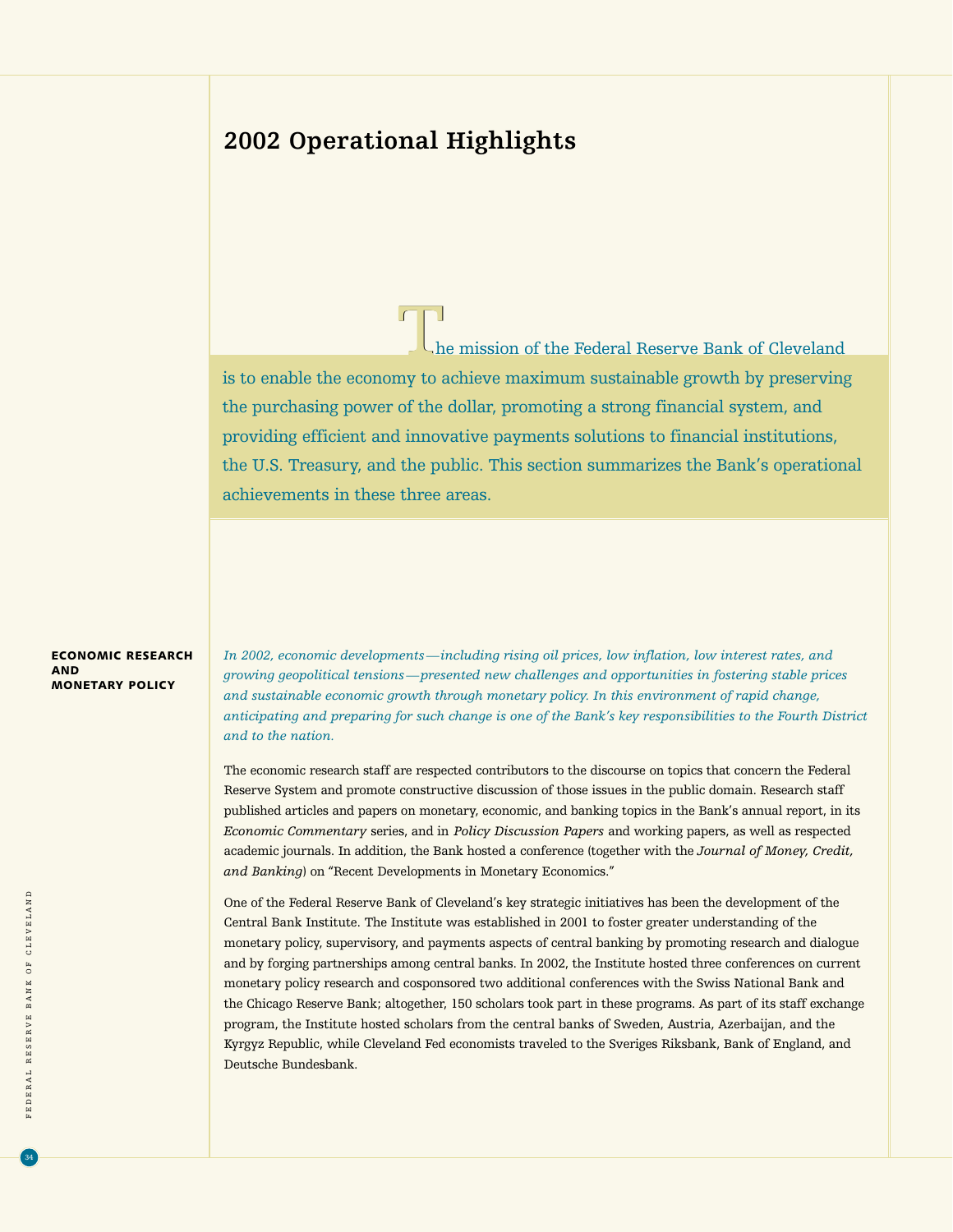# 2002 Operational Highlights

The mission of the Federal Reserve Bank of Cleveland is to enable the economy to achieve maximum sustainable growth by preserving the purchasing power of the dollar, promoting a strong financial system, and providing efficient and innovative payments solutions to financial institutions, the U.S. Treasury, and the public. This section summarizes the Bank's operational achievements in these three areas.

## ECONOMIC RESEARCH AND MONETARY POLICY

*In 2002, economic developments—including rising oil prices, low inflation, low interest rates, and growing geopolitical tensions—presented new challenges and opportunities in fostering stable prices and sustainable economic growth through monetary policy. In this environment of rapid change, anticipating and preparing for such change is one of the Bank's key responsibilities to the Fourth District and to the nation.*

The economic research staff are respected contributors to the discourse on topics that concern the Federal Reserve System and promote constructive discussion of those issues in the public domain. Research staff published articles and papers on monetary, economic, and banking topics in the Bank's annual report, in its *Economic Commentary* series, and in *Policy Discussion Papers* and working papers, as well as respected academic journals. In addition, the Bank hosted a conference (together with the *Journal of Money, Credit, and Banking*) on "Recent Developments in Monetary Economics."

One of the Federal Reserve Bank of Cleveland's key strategic initiatives has been the development of the Central Bank Institute. The Institute was established in 2001 to foster greater understanding of the monetary policy, supervisory, and payments aspects of central banking by promoting research and dialogue and by forging partnerships among central banks. In 2002, the Institute hosted three conferences on current monetary policy research and cosponsored two additional conferences with the Swiss National Bank and the Chicago Reserve Bank; altogether, 150 scholars took part in these programs. As part of its staff exchange program, the Institute hosted scholars from the central banks of Sweden, Austria, Azerbaijan, and the Kyrgyz Republic, while Cleveland Fed economists traveled to the Sveriges Riksbank, Bank of England, and Deutsche Bundesbank.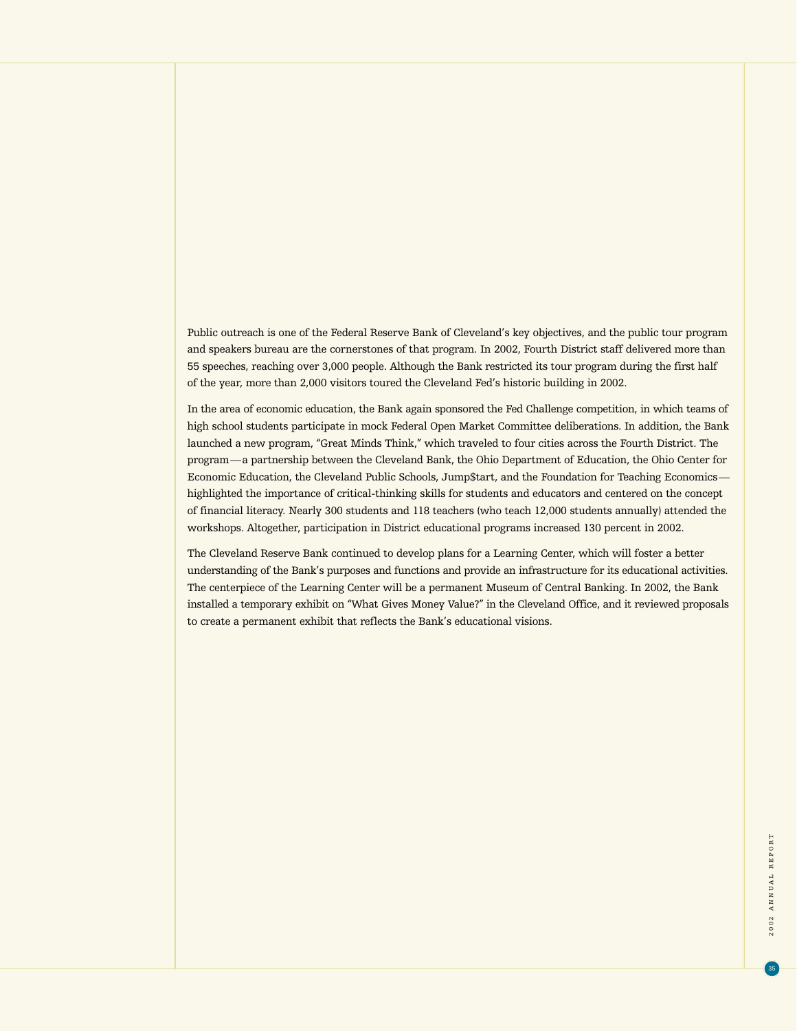Public outreach is one of the Federal Reserve Bank of Cleveland's key objectives, and the public tour program and speakers bureau are the cornerstones of that program. In 2002, Fourth District staff delivered more than 55 speeches, reaching over 3,000 people. Although the Bank restricted its tour program during the first half of the year, more than 2,000 visitors toured the Cleveland Fed's historic building in 2002.

In the area of economic education, the Bank again sponsored the Fed Challenge competition, in which teams of high school students participate in mock Federal Open Market Committee deliberations. In addition, the Bank launched a new program, "Great Minds Think," which traveled to four cities across the Fourth District. The program—a partnership between the Cleveland Bank, the Ohio Department of Education, the Ohio Center for Economic Education, the Cleveland Public Schools, Jump$tart, and the Foundation for Teaching Economics—highlighted the importance of critical-thinking skills for students and educators and centered on the concept of financial literacy. Nearly 300 students and 118 teachers (who teach 12,000 students annually) attended the workshops. Altogether, participation in District educational programs increased 130 percent in 2002.

The Cleveland Reserve Bank continued to develop plans for a Learning Center, which will foster a better understanding of the Bank's purposes and functions and provide an infrastructure for its educational activities. The centerpiece of the Learning Center will be a permanent Museum of Central Banking. In 2002, the Bank installed a temporary exhibit on "What Gives Money Value?" in the Cleveland Office, and it reviewed proposals to create a permanent exhibit that reflects the Bank's educational visions.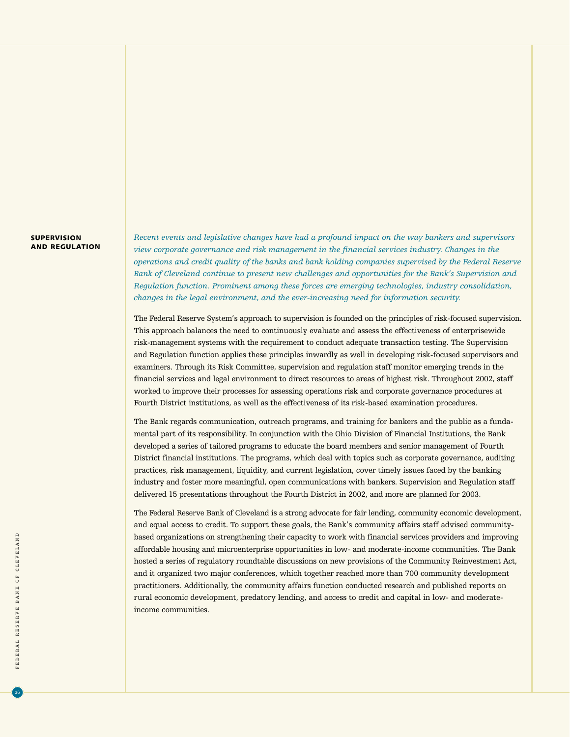## SUPERVISION AND REGULATION

*Recent events and legislative changes have had a profound impact on the way bankers and supervisors view corporate governance and risk management in the financial services industry. Changes in the operations and credit quality of the banks and bank holding companies supervised by the Federal Reserve Bank of Cleveland continue to present new challenges and opportunities for the Bank's Supervision and Regulation function. Prominent among these forces are emerging technologies, industry consolidation, changes in the legal environment, and the ever-increasing need for information security.*

The Federal Reserve System's approach to supervision is founded on the principles of risk-focused supervision. This approach balances the need to continuously evaluate and assess the effectiveness of enterprisewide risk-management systems with the requirement to conduct adequate transaction testing. The Supervision and Regulation function applies these principles inwardly as well in developing risk-focused supervisors and examiners. Through its Risk Committee, supervision and regulation staff monitor emerging trends in the financial services and legal environment to direct resources to areas of highest risk. Throughout 2002, staff worked to improve their processes for assessing operations risk and corporate governance procedures at Fourth District institutions, as well as the effectiveness of its risk-based examination procedures.

The Bank regards communication, outreach programs, and training for bankers and the public as a fundamental part of its responsibility. In conjunction with the Ohio Division of Financial Institutions, the Bank developed a series of tailored programs to educate the board members and senior management of Fourth District financial institutions. The programs, which deal with topics such as corporate governance, auditing practices, risk management, liquidity, and current legislation, cover timely issues faced by the banking industry and foster more meaningful, open communications with bankers. Supervision and Regulation staff delivered 15 presentations throughout the Fourth District in 2002, and more are planned for 2003.

The Federal Reserve Bank of Cleveland is a strong advocate for fair lending, community economic development, and equal access to credit. To support these goals, the Bank's community affairs staff advised community-based organizations on strengthening their capacity to work with financial services providers and improving affordable housing and microenterprise opportunities in low- and moderate-income communities. The Bank hosted a series of regulatory roundtable discussions on new provisions of the Community Reinvestment Act, and it organized two major conferences, which together reached more than 700 community development practitioners. Additionally, the community affairs function conducted research and published reports on rural economic development, predatory lending, and access to credit and capital in low- and moderate-income communities.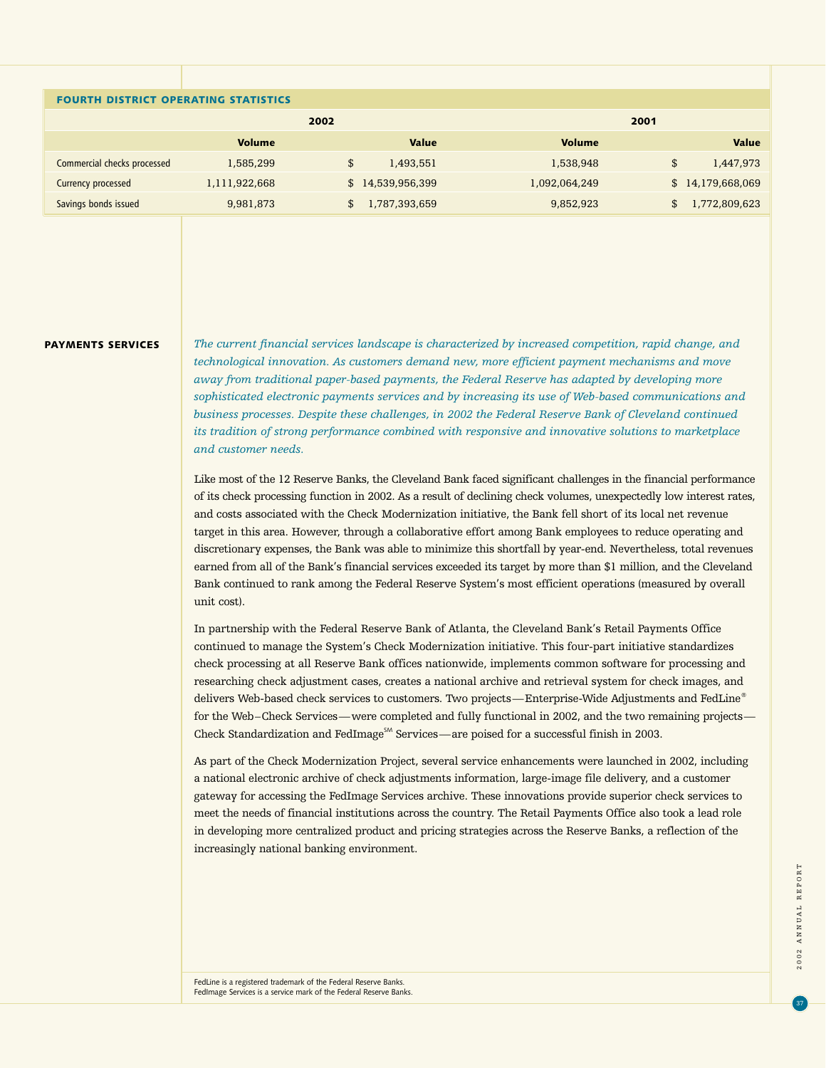## FOURTH DISTRICT OPERATING STATISTICS

| | 2002 | | 2001 | |
|---|---|---|---|---|
| | **Volume** | **Value** | **Volume** | **Value** |
| Commercial checks processed | 1,585,299 | $ 1,493,551 | 1,538,948 | $ 1,447,973 |
| Currency processed | 1,111,922,668 | $ 14,539,956,399 | 1,092,064,249 | $ 14,179,668,069 |
| Savings bonds issued | 9,981,873 | $ 1,787,393,659 | 9,852,923 | $ 1,772,809,623 |

## PAYMENTS SERVICES

*The current financial services landscape is characterized by increased competition, rapid change, and technological innovation. As customers demand new, more efficient payment mechanisms and move away from traditional paper-based payments, the Federal Reserve has adapted by developing more sophisticated electronic payments services and by increasing its use of Web-based communications and business processes. Despite these challenges, in 2002 the Federal Reserve Bank of Cleveland continued its tradition of strong performance combined with responsive and innovative solutions to marketplace and customer needs.*

Like most of the 12 Reserve Banks, the Cleveland Bank faced significant challenges in the financial performance of its check processing function in 2002. As a result of declining check volumes, unexpectedly low interest rates, and costs associated with the Check Modernization initiative, the Bank fell short of its local net revenue target in this area. However, through a collaborative effort among Bank employees to reduce operating and discretionary expenses, the Bank was able to minimize this shortfall by year-end. Nevertheless, total revenues earned from all of the Bank's financial services exceeded its target by more than $1 million, and the Cleveland Bank continued to rank among the Federal Reserve System's most efficient operations (measured by overall unit cost).

In partnership with the Federal Reserve Bank of Atlanta, the Cleveland Bank's Retail Payments Office continued to manage the System's Check Modernization initiative. This four-part initiative standardizes check processing at all Reserve Bank offices nationwide, implements common software for processing and researching check adjustment cases, creates a national archive and retrieval system for check images, and delivers Web-based check services to customers. Two projects—Enterprise-Wide Adjustments and FedLine® for the Web–Check Services—were completed and fully functional in 2002, and the two remaining projects—Check Standardization and FedImage℠ Services—are poised for a successful finish in 2003.

As part of the Check Modernization Project, several service enhancements were launched in 2002, including a national electronic archive of check adjustments information, large-image file delivery, and a customer gateway for accessing the FedImage Services archive. These innovations provide superior check services to meet the needs of financial institutions across the country. The Retail Payments Office also took a lead role in developing more centralized product and pricing strategies across the Reserve Banks, a reflection of the increasingly national banking environment.

FedLine is a registered trademark of the Federal Reserve Banks.
FedImage Services is a service mark of the Federal Reserve Banks.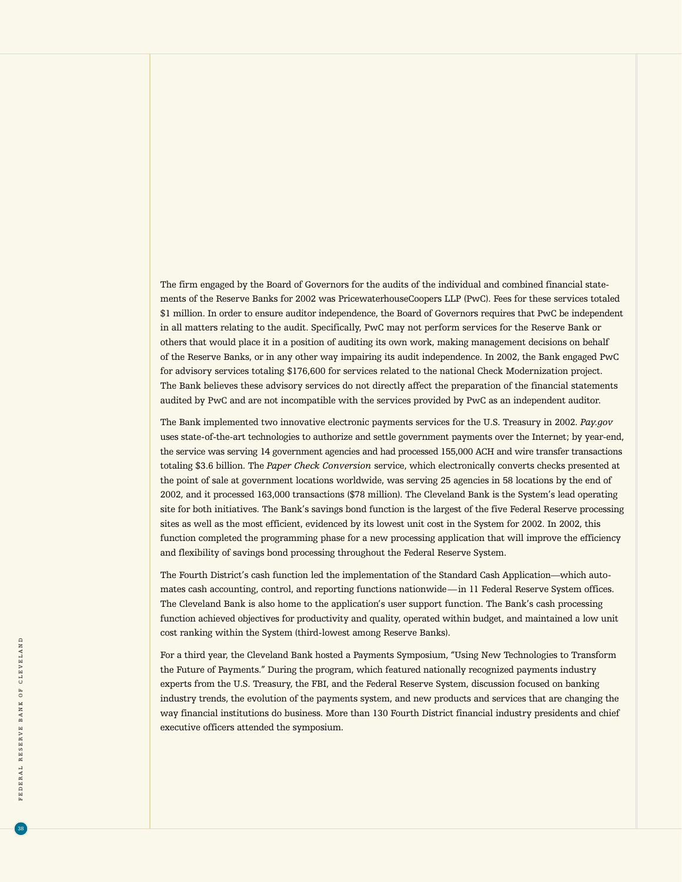The firm engaged by the Board of Governors for the audits of the individual and combined financial statements of the Reserve Banks for 2002 was PricewaterhouseCoopers LLP (PwC). Fees for these services totaled $1 million. In order to ensure auditor independence, the Board of Governors requires that PwC be independent in all matters relating to the audit. Specifically, PwC may not perform services for the Reserve Bank or others that would place it in a position of auditing its own work, making management decisions on behalf of the Reserve Banks, or in any other way impairing its audit independence. In 2002, the Bank engaged PwC for advisory services totaling $176,600 for services related to the national Check Modernization project. The Bank believes these advisory services do not directly affect the preparation of the financial statements audited by PwC and are not incompatible with the services provided by PwC as an independent auditor.

The Bank implemented two innovative electronic payments services for the U.S. Treasury in 2002. *Pay.gov* uses state-of-the-art technologies to authorize and settle government payments over the Internet; by year-end, the service was serving 14 government agencies and had processed 155,000 ACH and wire transfer transactions totaling $3.6 billion. The *Paper Check Conversion* service, which electronically converts checks presented at the point of sale at government locations worldwide, was serving 25 agencies in 58 locations by the end of 2002, and it processed 163,000 transactions ($78 million). The Cleveland Bank is the System's lead operating site for both initiatives. The Bank's savings bond function is the largest of the five Federal Reserve processing sites as well as the most efficient, evidenced by its lowest unit cost in the System for 2002. In 2002, this function completed the programming phase for a new processing application that will improve the efficiency and flexibility of savings bond processing throughout the Federal Reserve System.

The Fourth District's cash function led the implementation of the Standard Cash Application—which automates cash accounting, control, and reporting functions nationwide—in 11 Federal Reserve System offices. The Cleveland Bank is also home to the application's user support function. The Bank's cash processing function achieved objectives for productivity and quality, operated within budget, and maintained a low unit cost ranking within the System (third-lowest among Reserve Banks).

For a third year, the Cleveland Bank hosted a Payments Symposium, "Using New Technologies to Transform the Future of Payments." During the program, which featured nationally recognized payments industry experts from the U.S. Treasury, the FBI, and the Federal Reserve System, discussion focused on banking industry trends, the evolution of the payments system, and new products and services that are changing the way financial institutions do business. More than 130 Fourth District financial industry presidents and chief executive officers attended the symposium.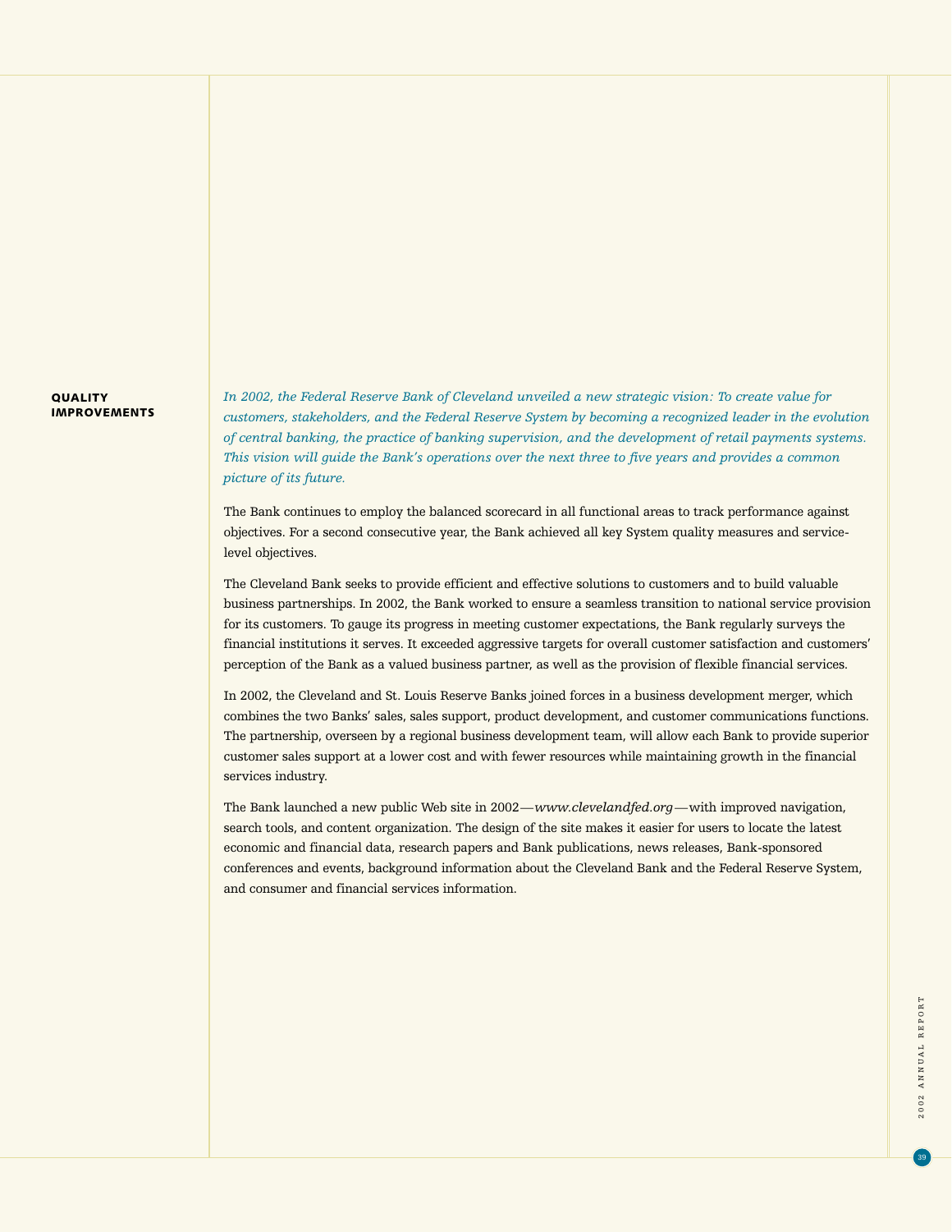## QUALITY IMPROVEMENTS

*In 2002, the Federal Reserve Bank of Cleveland unveiled a new strategic vision: To create value for customers, stakeholders, and the Federal Reserve System by becoming a recognized leader in the evolution of central banking, the practice of banking supervision, and the development of retail payments systems. This vision will guide the Bank's operations over the next three to five years and provides a common picture of its future.*

The Bank continues to employ the balanced scorecard in all functional areas to track performance against objectives. For a second consecutive year, the Bank achieved all key System quality measures and service-level objectives.

The Cleveland Bank seeks to provide efficient and effective solutions to customers and to build valuable business partnerships. In 2002, the Bank worked to ensure a seamless transition to national service provision for its customers. To gauge its progress in meeting customer expectations, the Bank regularly surveys the financial institutions it serves. It exceeded aggressive targets for overall customer satisfaction and customers' perception of the Bank as a valued business partner, as well as the provision of flexible financial services.

In 2002, the Cleveland and St. Louis Reserve Banks joined forces in a business development merger, which combines the two Banks' sales, sales support, product development, and customer communications functions. The partnership, overseen by a regional business development team, will allow each Bank to provide superior customer sales support at a lower cost and with fewer resources while maintaining growth in the financial services industry.

The Bank launched a new public Web site in 2002—*www.clevelandfed.org*—with improved navigation, search tools, and content organization. The design of the site makes it easier for users to locate the latest economic and financial data, research papers and Bank publications, news releases, Bank-sponsored conferences and events, background information about the Cleveland Bank and the Federal Reserve System, and consumer and financial services information.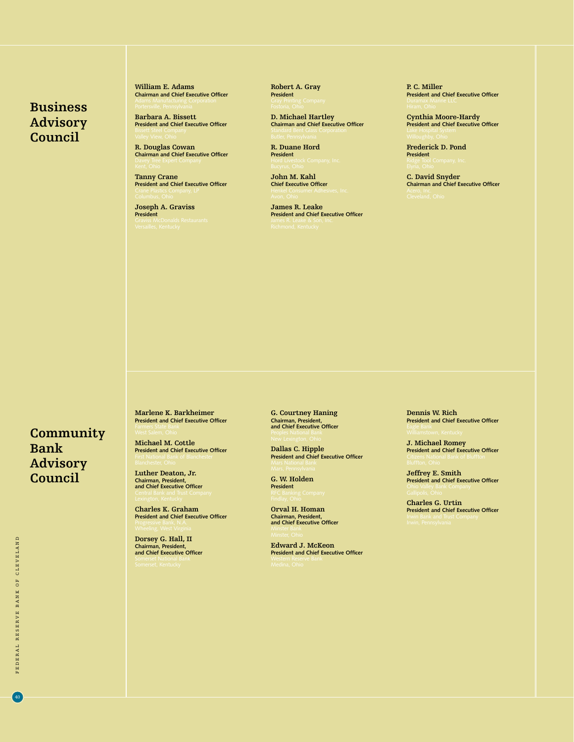# Business Advisory Council

**William E. Adams**
Chairman and Chief Executive Officer
Adams Manufacturing Corporation
Portersville, Pennsylvania

**Barbara A. Bissett**
President and Chief Executive Officer
Bissett Steel Company
Valley View, Ohio

**R. Douglas Cowan**
Chairman and Chief Executive Officer
Davey Tree Expert Company
Kent, Ohio

**Tanny Crane**
President and Chief Executive Officer
Crane Plastics Company, LP
Columbus, Ohio

**Joseph A. Graviss**
President
Graviss McDonalds Restaurants
Versailles, Kentucky

**Robert A. Gray**
President
Gray Printing Company
Fostoria, Ohio

**D. Michael Hartley**
Chairman and Chief Executive Officer
Standard Bent Glass Corporation
Butler, Pennsylvania

**R. Duane Hord**
President
Hord Livestock Company, Inc.
Bucyrus, Ohio

**John M. Kahl**
Chief Executive Officer
Henkel Consumer Adhesives, Inc.
Avon, Ohio

**James R. Leake**
President and Chief Executive Officer
James R. Leake & Son, Inc.
Richmond, Kentucky

**P. C. Miller**
President and Chief Executive Officer
Duramax Marine LLC
Hiram, Ohio

**Cynthia Moore-Hardy**
President and Chief Executive Officer
Lake Hospital System
Willoughby, Ohio

**Frederick D. Pond**
President
Ridge Tool Company, Inc.
Elyria, Ohio

**C. David Snyder**
Chairman and Chief Executive Officer
Acero, Inc.
Cleveland, Ohio

# Community Bank Advisory Council

**Marlene K. Barkheimer**
President and Chief Executive Officer
Farmers State Bank
West Salem, Ohio

**Michael M. Cottle**
President and Chief Executive Officer
First National Bank of Blanchester
Blanchester, Ohio

**Luther Deaton, Jr.**
Chairman, President, and Chief Executive Officer
Central Bank and Trust Company
Lexington, Kentucky

**Charles K. Graham**
President and Chief Executive Officer
Progressive Bank, N.A.
Wheeling, West Virginia

**Dorsey G. Hall, II**
Chairman, President, and Chief Executive Officer
Somerset National Bank
Somerset, Kentucky

**G. Courtney Haning**
Chairman, President, and Chief Executive Officer
Peoples National Bank
New Lexington, Ohio

**Dallas C. Hipple**
President and Chief Executive Officer
Mars National Bank
Mars, Pennsylvania

**G. W. Holden**
President
RFC Banking Company
Findlay, Ohio

**Orval H. Homan**
Chairman, President, and Chief Executive Officer
Minster Bank
Minster, Ohio

**Edward J. McKeon**
President and Chief Executive Officer
Western Reserve Bank
Medina, Ohio

**Dennis W. Rich**
President and Chief Executive Officer
Eagle Bank
Williamstown, Kentucky

**J. Michael Romey**
President and Chief Executive Officer
Citizens National Bank of Bluffton
Bluffton, Ohio

**Jeffrey E. Smith**
President and Chief Executive Officer
Ohio Valley Bank Company
Gallipolis, Ohio

**Charles G. Urtin**
President and Chief Executive Officer
Irwin Bank and Trust Company
Irwin, Pennsylvania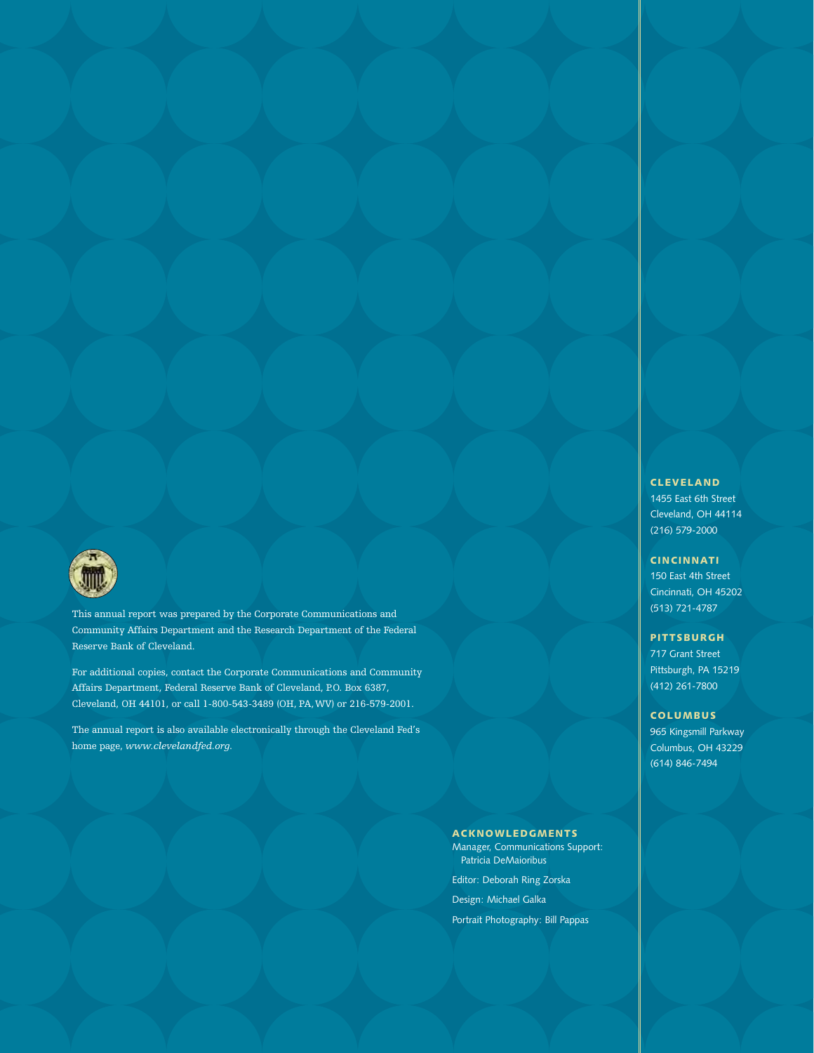This annual report was prepared by the Corporate Communications and Community Affairs Department and the Research Department of the Federal Reserve Bank of Cleveland.

For additional copies, contact the Corporate Communications and Community Affairs Department, Federal Reserve Bank of Cleveland, P.O. Box 6387, Cleveland, OH 44101, or call 1-800-543-3489 (OH, PA, WV) or 216-579-2001.

The annual report is also available electronically through the Cleveland Fed's home page, *www.clevelandfed.org*.

**ACKNOWLEDGMENTS**

Manager, Communications Support: Patricia DeMaioribus

Editor: Deborah Ring Zorska

Design: Michael Galka

Portrait Photography: Bill Pappas

**CLEVELAND**
1455 East 6th Street
Cleveland, OH 44114
(216) 579-2000

**CINCINNATI**
150 East 4th Street
Cincinnati, OH 45202
(513) 721-4787

**PITTSBURGH**
717 Grant Street
Pittsburgh, PA 15219
(412) 261-7800

**COLUMBUS**
965 Kingsmill Parkway
Columbus, OH 43229
(614) 846-7494